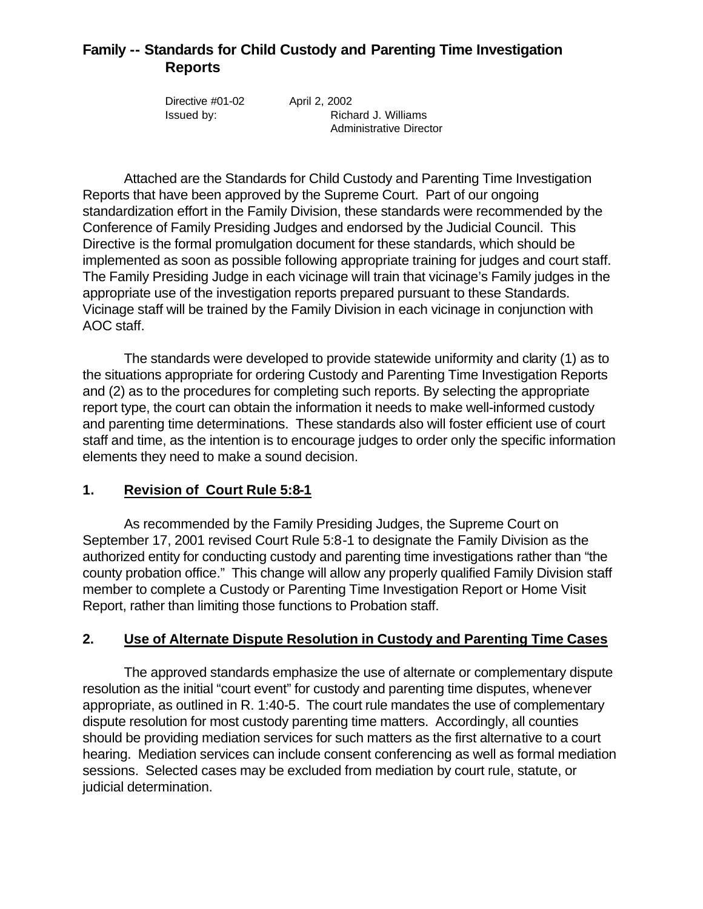# Family -- Standards for Child Custody and Parenting Time Investigation Reports

Directive #01-02 April 2, 2002

Issued by: Richard J. Williams
Administrative Director

Attached are the Standards for Child Custody and Parenting Time Investigation Reports that have been approved by the Supreme Court. Part of our ongoing standardization effort in the Family Division, these standards were recommended by the Conference of Family Presiding Judges and endorsed by the Judicial Council. This Directive is the formal promulgation document for these standards, which should be implemented as soon as possible following appropriate training for judges and court staff. The Family Presiding Judge in each vicinage will train that vicinage's Family judges in the appropriate use of the investigation reports prepared pursuant to these Standards. Vicinage staff will be trained by the Family Division in each vicinage in conjunction with AOC staff.

The standards were developed to provide statewide uniformity and clarity (1) as to the situations appropriate for ordering Custody and Parenting Time Investigation Reports and (2) as to the procedures for completing such reports. By selecting the appropriate report type, the court can obtain the information it needs to make well-informed custody and parenting time determinations. These standards also will foster efficient use of court staff and time, as the intention is to encourage judges to order only the specific information elements they need to make a sound decision.

## 1. Revision of Court Rule 5:8-1

As recommended by the Family Presiding Judges, the Supreme Court on September 17, 2001 revised Court Rule 5:8-1 to designate the Family Division as the authorized entity for conducting custody and parenting time investigations rather than "the county probation office." This change will allow any properly qualified Family Division staff member to complete a Custody or Parenting Time Investigation Report or Home Visit Report, rather than limiting those functions to Probation staff.

## 2. Use of Alternate Dispute Resolution in Custody and Parenting Time Cases

The approved standards emphasize the use of alternate or complementary dispute resolution as the initial "court event" for custody and parenting time disputes, whenever appropriate, as outlined in R. 1:40-5. The court rule mandates the use of complementary dispute resolution for most custody parenting time matters. Accordingly, all counties should be providing mediation services for such matters as the first alternative to a court hearing. Mediation services can include consent conferencing as well as formal mediation sessions. Selected cases may be excluded from mediation by court rule, statute, or judicial determination.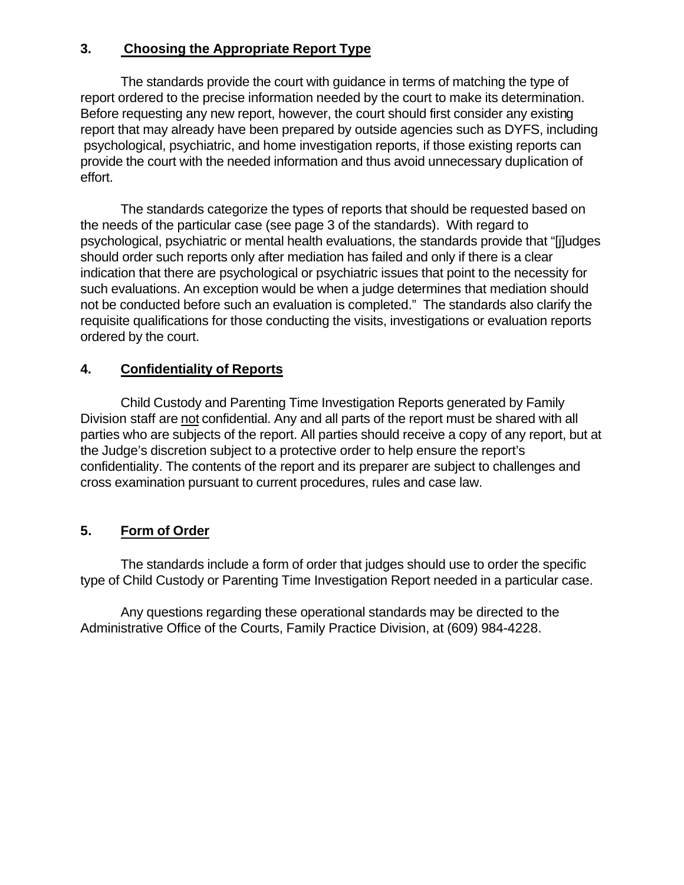## 3. Choosing the Appropriate Report Type

The standards provide the court with guidance in terms of matching the type of report ordered to the precise information needed by the court to make its determination. Before requesting any new report, however, the court should first consider any existing report that may already have been prepared by outside agencies such as DYFS, including psychological, psychiatric, and home investigation reports, if those existing reports can provide the court with the needed information and thus avoid unnecessary duplication of effort.

The standards categorize the types of reports that should be requested based on the needs of the particular case (see page 3 of the standards). With regard to psychological, psychiatric or mental health evaluations, the standards provide that "[j]udges should order such reports only after mediation has failed and only if there is a clear indication that there are psychological or psychiatric issues that point to the necessity for such evaluations. An exception would be when a judge determines that mediation should not be conducted before such an evaluation is completed." The standards also clarify the requisite qualifications for those conducting the visits, investigations or evaluation reports ordered by the court.

## 4. Confidentiality of Reports

Child Custody and Parenting Time Investigation Reports generated by Family Division staff are <u>not</u> confidential. Any and all parts of the report must be shared with all parties who are subjects of the report. All parties should receive a copy of any report, but at the Judge's discretion subject to a protective order to help ensure the report's confidentiality. The contents of the report and its preparer are subject to challenges and cross examination pursuant to current procedures, rules and case law.

## 5. Form of Order

The standards include a form of order that judges should use to order the specific type of Child Custody or Parenting Time Investigation Report needed in a particular case.

Any questions regarding these operational standards may be directed to the Administrative Office of the Courts, Family Practice Division, at (609) 984-4228.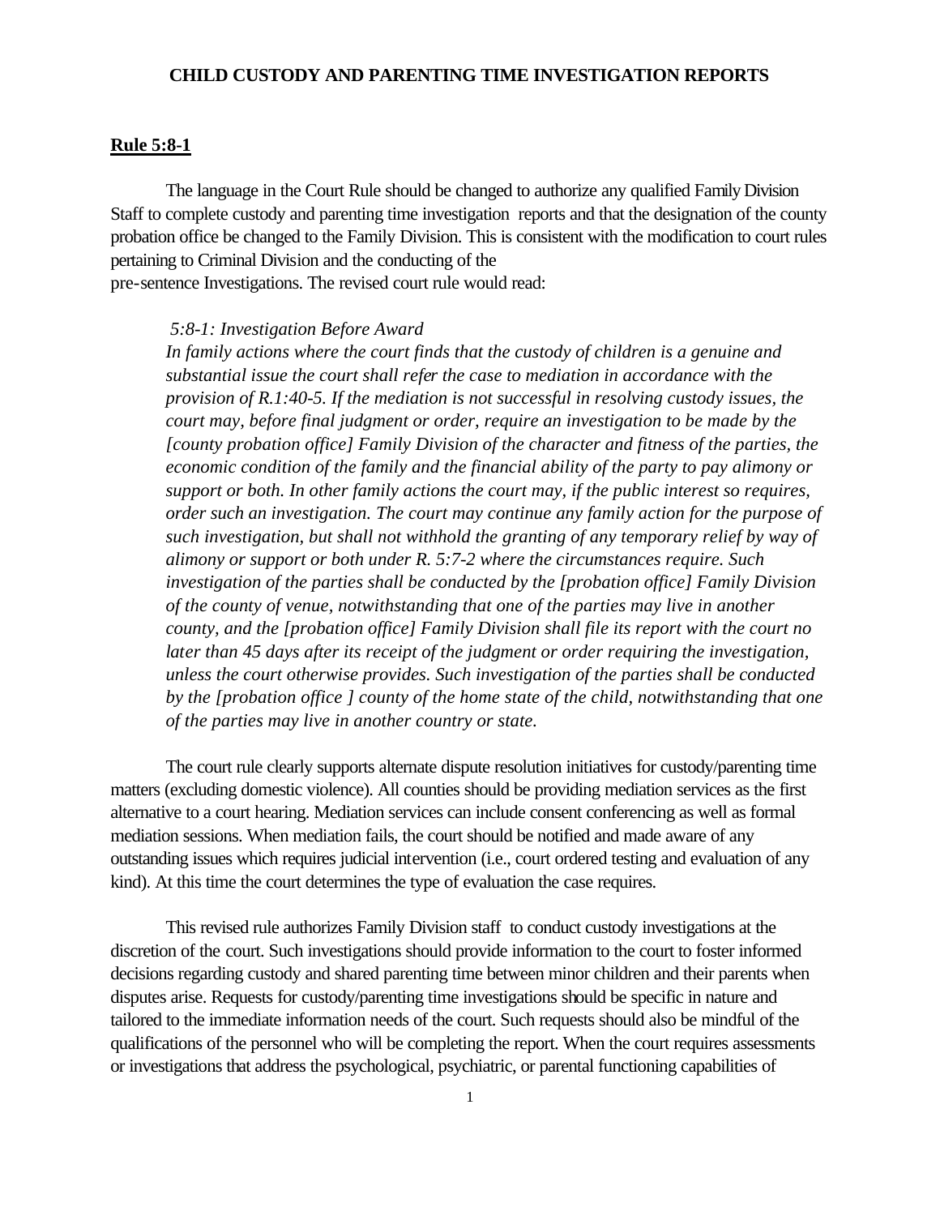### CHILD CUSTODY AND PARENTING TIME INVESTIGATION REPORTS

**Rule 5:8-1**

The language in the Court Rule should be changed to authorize any qualified Family Division Staff to complete custody and parenting time investigation reports and that the designation of the county probation office be changed to the Family Division. This is consistent with the modification to court rules pertaining to Criminal Division and the conducting of the pre-sentence Investigations. The revised court rule would read:

> *5:8-1: Investigation Before Award*
> *In family actions where the court finds that the custody of children is a genuine and substantial issue the court shall refer the case to mediation in accordance with the provision of R.1:40-5. If the mediation is not successful in resolving custody issues, the court may, before final judgment or order, require an investigation to be made by the [county probation office] Family Division of the character and fitness of the parties, the economic condition of the family and the financial ability of the party to pay alimony or support or both. In other family actions the court may, if the public interest so requires, order such an investigation. The court may continue any family action for the purpose of such investigation, but shall not withhold the granting of any temporary relief by way of alimony or support or both under R. 5:7-2 where the circumstances require. Such investigation of the parties shall be conducted by the [probation office] Family Division of the county of venue, notwithstanding that one of the parties may live in another county, and the [probation office] Family Division shall file its report with the court no later than 45 days after its receipt of the judgment or order requiring the investigation, unless the court otherwise provides. Such investigation of the parties shall be conducted by the [probation office ] county of the home state of the child, notwithstanding that one of the parties may live in another country or state.*

The court rule clearly supports alternate dispute resolution initiatives for custody/parenting time matters (excluding domestic violence). All counties should be providing mediation services as the first alternative to a court hearing. Mediation services can include consent conferencing as well as formal mediation sessions. When mediation fails, the court should be notified and made aware of any outstanding issues which requires judicial intervention (i.e., court ordered testing and evaluation of any kind). At this time the court determines the type of evaluation the case requires.

This revised rule authorizes Family Division staff to conduct custody investigations at the discretion of the court. Such investigations should provide information to the court to foster informed decisions regarding custody and shared parenting time between minor children and their parents when disputes arise. Requests for custody/parenting time investigations should be specific in nature and tailored to the immediate information needs of the court. Such requests should also be mindful of the qualifications of the personnel who will be completing the report. When the court requires assessments or investigations that address the psychological, psychiatric, or parental functioning capabilities of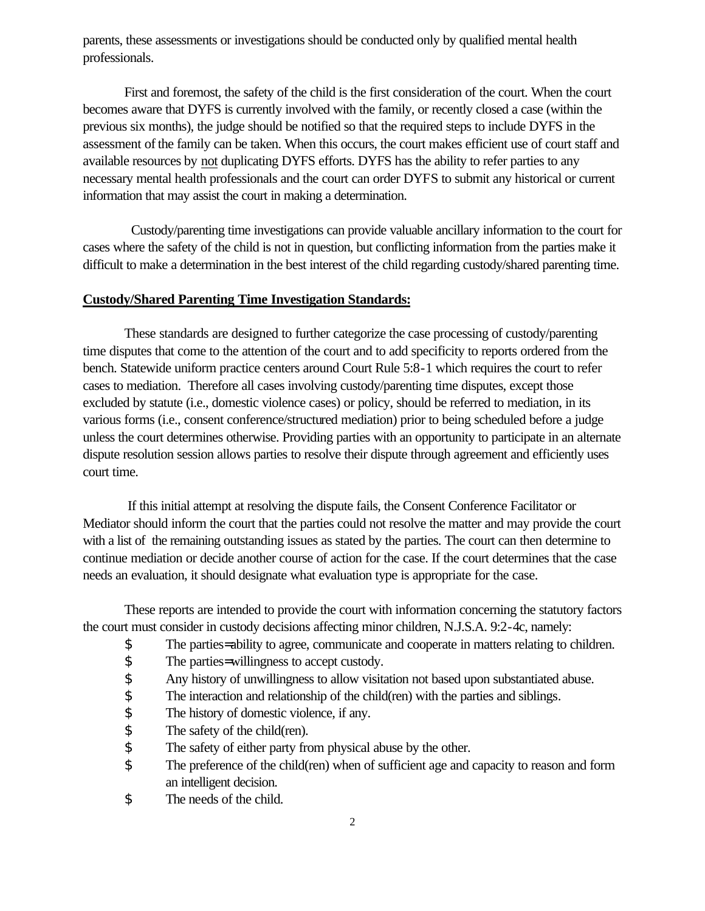parents, these assessments or investigations should be conducted only by qualified mental health professionals.

First and foremost, the safety of the child is the first consideration of the court. When the court becomes aware that DYFS is currently involved with the family, or recently closed a case (within the previous six months), the judge should be notified so that the required steps to include DYFS in the assessment of the family can be taken. When this occurs, the court makes efficient use of court staff and available resources by not duplicating DYFS efforts. DYFS has the ability to refer parties to any necessary mental health professionals and the court can order DYFS to submit any historical or current information that may assist the court in making a determination.

Custody/parenting time investigations can provide valuable ancillary information to the court for cases where the safety of the child is not in question, but conflicting information from the parties make it difficult to make a determination in the best interest of the child regarding custody/shared parenting time.

**Custody/Shared Parenting Time Investigation Standards:**

These standards are designed to further categorize the case processing of custody/parenting time disputes that come to the attention of the court and to add specificity to reports ordered from the bench. Statewide uniform practice centers around Court Rule 5:8-1 which requires the court to refer cases to mediation. Therefore all cases involving custody/parenting time disputes, except those excluded by statute (i.e., domestic violence cases) or policy, should be referred to mediation, in its various forms (i.e., consent conference/structured mediation) prior to being scheduled before a judge unless the court determines otherwise. Providing parties with an opportunity to participate in an alternate dispute resolution session allows parties to resolve their dispute through agreement and efficiently uses court time.

If this initial attempt at resolving the dispute fails, the Consent Conference Facilitator or Mediator should inform the court that the parties could not resolve the matter and may provide the court with a list of the remaining outstanding issues as stated by the parties. The court can then determine to continue mediation or decide another course of action for the case. If the court determines that the case needs an evaluation, it should designate what evaluation type is appropriate for the case.

These reports are intended to provide the court with information concerning the statutory factors the court must consider in custody decisions affecting minor children, N.J.S.A. 9:2-4c, namely:

- The parties' ability to agree, communicate and cooperate in matters relating to children.
- The parties' willingness to accept custody.
- Any history of unwillingness to allow visitation not based upon substantiated abuse.
- The interaction and relationship of the child(ren) with the parties and siblings.
- The history of domestic violence, if any.
- The safety of the child(ren).
- The safety of either party from physical abuse by the other.
- The preference of the child(ren) when of sufficient age and capacity to reason and form an intelligent decision.
- The needs of the child.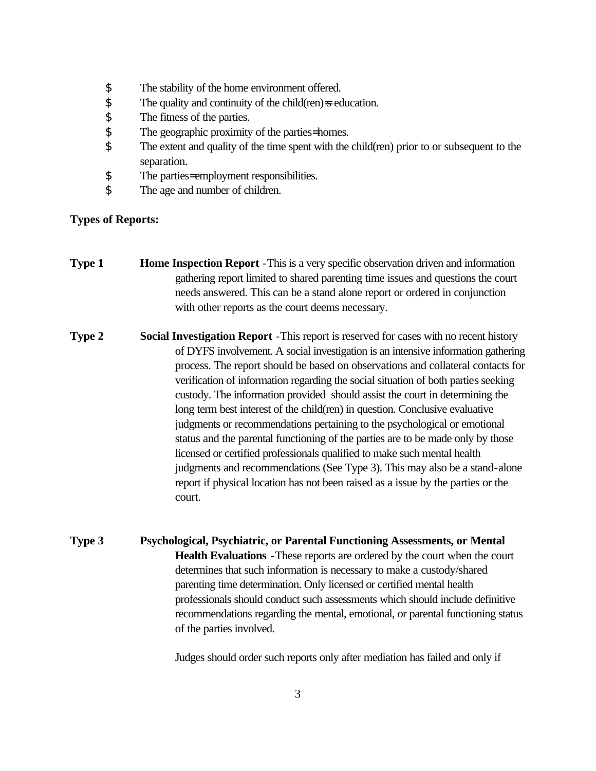- The stability of the home environment offered.
- The quality and continuity of the child(ren)=s education.
- The fitness of the parties.
- The geographic proximity of the parties=homes.
- The extent and quality of the time spent with the child(ren) prior to or subsequent to the separation.
- The parties=employment responsibilities.
- The age and number of children.

**Types of Reports:**

**Type 1** **Home Inspection Report** -This is a very specific observation driven and information gathering report limited to shared parenting time issues and questions the court needs answered. This can be a stand alone report or ordered in conjunction with other reports as the court deems necessary.

**Type 2** **Social Investigation Report** -This report is reserved for cases with no recent history of DYFS involvement. A social investigation is an intensive information gathering process. The report should be based on observations and collateral contacts for verification of information regarding the social situation of both parties seeking custody. The information provided should assist the court in determining the long term best interest of the child(ren) in question. Conclusive evaluative judgments or recommendations pertaining to the psychological or emotional status and the parental functioning of the parties are to be made only by those licensed or certified professionals qualified to make such mental health judgments and recommendations (See Type 3). This may also be a stand-alone report if physical location has not been raised as a issue by the parties or the court.

**Type 3** **Psychological, Psychiatric, or Parental Functioning Assessments, or Mental Health Evaluations** -These reports are ordered by the court when the court determines that such information is necessary to make a custody/shared parenting time determination. Only licensed or certified mental health professionals should conduct such assessments which should include definitive recommendations regarding the mental, emotional, or parental functioning status of the parties involved.

Judges should order such reports only after mediation has failed and only if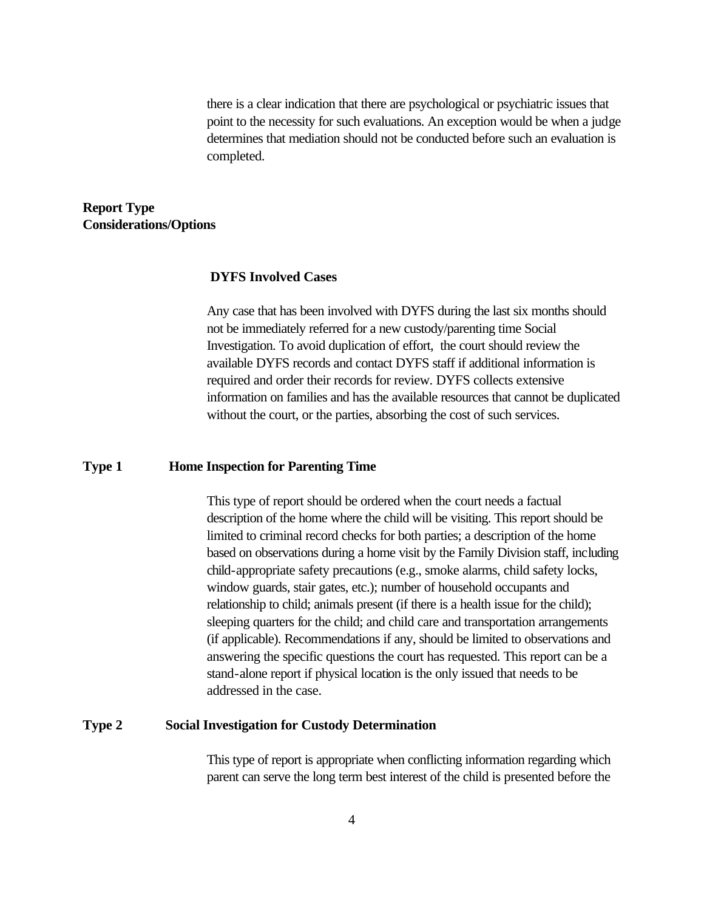there is a clear indication that there are psychological or psychiatric issues that point to the necessity for such evaluations. An exception would be when a judge determines that mediation should not be conducted before such an evaluation is completed.

**Report Type Considerations/Options**

**DYFS Involved Cases**

Any case that has been involved with DYFS during the last six months should not be immediately referred for a new custody/parenting time Social Investigation. To avoid duplication of effort, the court should review the available DYFS records and contact DYFS staff if additional information is required and order their records for review. DYFS collects extensive information on families and has the available resources that cannot be duplicated without the court, or the parties, absorbing the cost of such services.

**Type 1 Home Inspection for Parenting Time**

This type of report should be ordered when the court needs a factual description of the home where the child will be visiting. This report should be limited to criminal record checks for both parties; a description of the home based on observations during a home visit by the Family Division staff, including child-appropriate safety precautions (e.g., smoke alarms, child safety locks, window guards, stair gates, etc.); number of household occupants and relationship to child; animals present (if there is a health issue for the child); sleeping quarters for the child; and child care and transportation arrangements (if applicable). Recommendations if any, should be limited to observations and answering the specific questions the court has requested. This report can be a stand-alone report if physical location is the only issued that needs to be addressed in the case.

**Type 2 Social Investigation for Custody Determination**

This type of report is appropriate when conflicting information regarding which parent can serve the long term best interest of the child is presented before the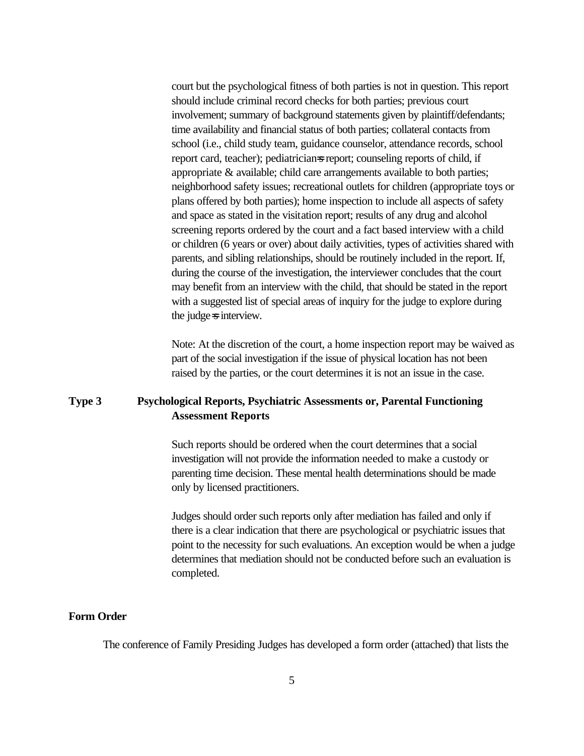court but the psychological fitness of both parties is not in question. This report should include criminal record checks for both parties; previous court involvement; summary of background statements given by plaintiff/defendants; time availability and financial status of both parties; collateral contacts from school (i.e., child study team, guidance counselor, attendance records, school report card, teacher); pediatrician=s report; counseling reports of child, if appropriate & available; child care arrangements available to both parties; neighborhood safety issues; recreational outlets for children (appropriate toys or plans offered by both parties); home inspection to include all aspects of safety and space as stated in the visitation report; results of any drug and alcohol screening reports ordered by the court and a fact based interview with a child or children (6 years or over) about daily activities, types of activities shared with parents, and sibling relationships, should be routinely included in the report. If, during the course of the investigation, the interviewer concludes that the court may benefit from an interview with the child, that should be stated in the report with a suggested list of special areas of inquiry for the judge to explore during the judge=s interview.

Note: At the discretion of the court, a home inspection report may be waived as part of the social investigation if the issue of physical location has not been raised by the parties, or the court determines it is not an issue in the case.

**Type 3 Psychological Reports, Psychiatric Assessments or, Parental Functioning Assessment Reports**

Such reports should be ordered when the court determines that a social investigation will not provide the information needed to make a custody or parenting time decision. These mental health determinations should be made only by licensed practitioners.

Judges should order such reports only after mediation has failed and only if there is a clear indication that there are psychological or psychiatric issues that point to the necessity for such evaluations. An exception would be when a judge determines that mediation should not be conducted before such an evaluation is completed.

**Form Order**

The conference of Family Presiding Judges has developed a form order (attached) that lists the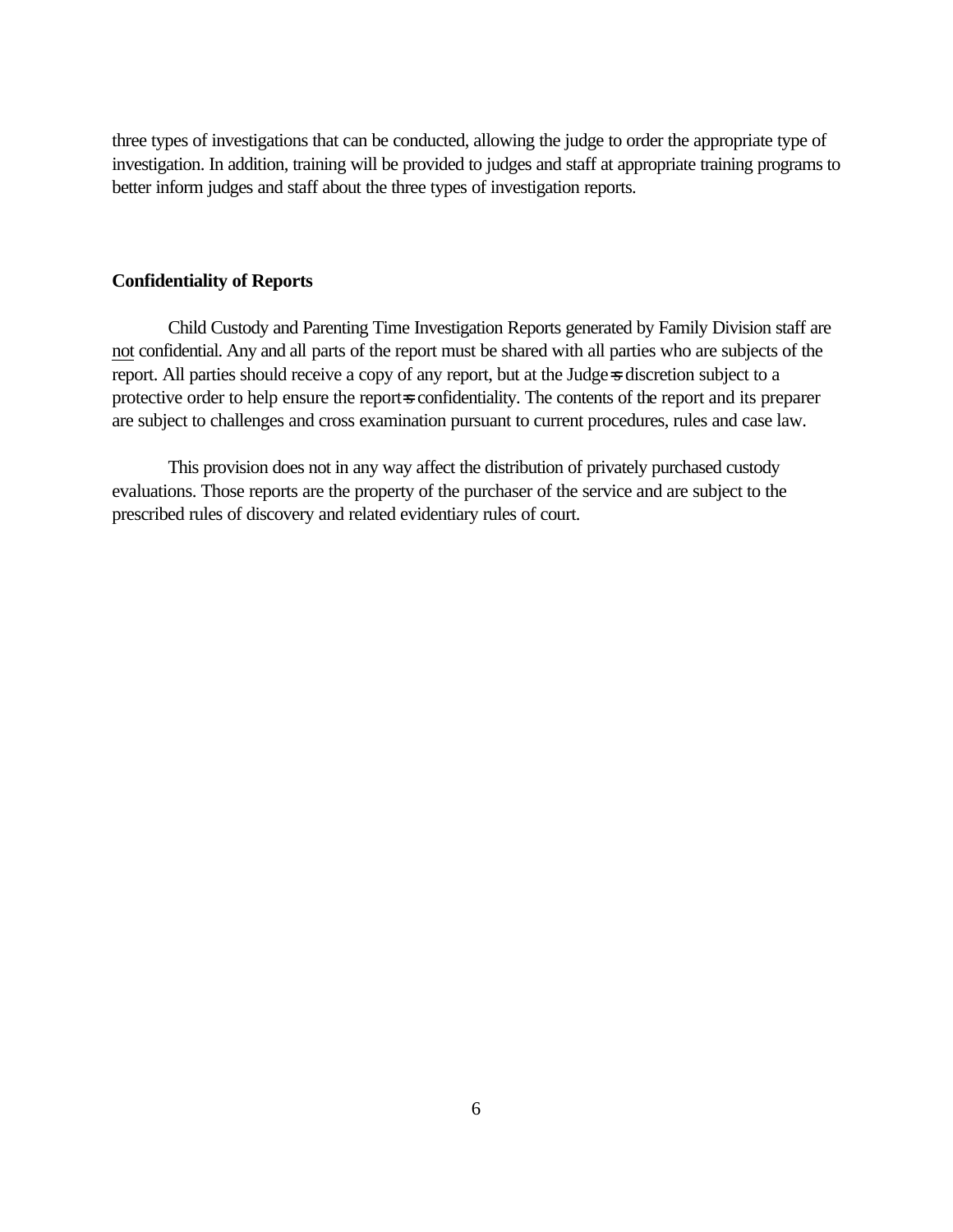three types of investigations that can be conducted, allowing the judge to order the appropriate type of investigation. In addition, training will be provided to judges and staff at appropriate training programs to better inform judges and staff about the three types of investigation reports.

**Confidentiality of Reports**

Child Custody and Parenting Time Investigation Reports generated by Family Division staff are <u>not</u> confidential. Any and all parts of the report must be shared with all parties who are subjects of the report. All parties should receive a copy of any report, but at the Judge=s discretion subject to a protective order to help ensure the report=s confidentiality. The contents of the report and its preparer are subject to challenges and cross examination pursuant to current procedures, rules and case law.

This provision does not in any way affect the distribution of privately purchased custody evaluations. Those reports are the property of the purchaser of the service and are subject to the prescribed rules of discovery and related evidentiary rules of court.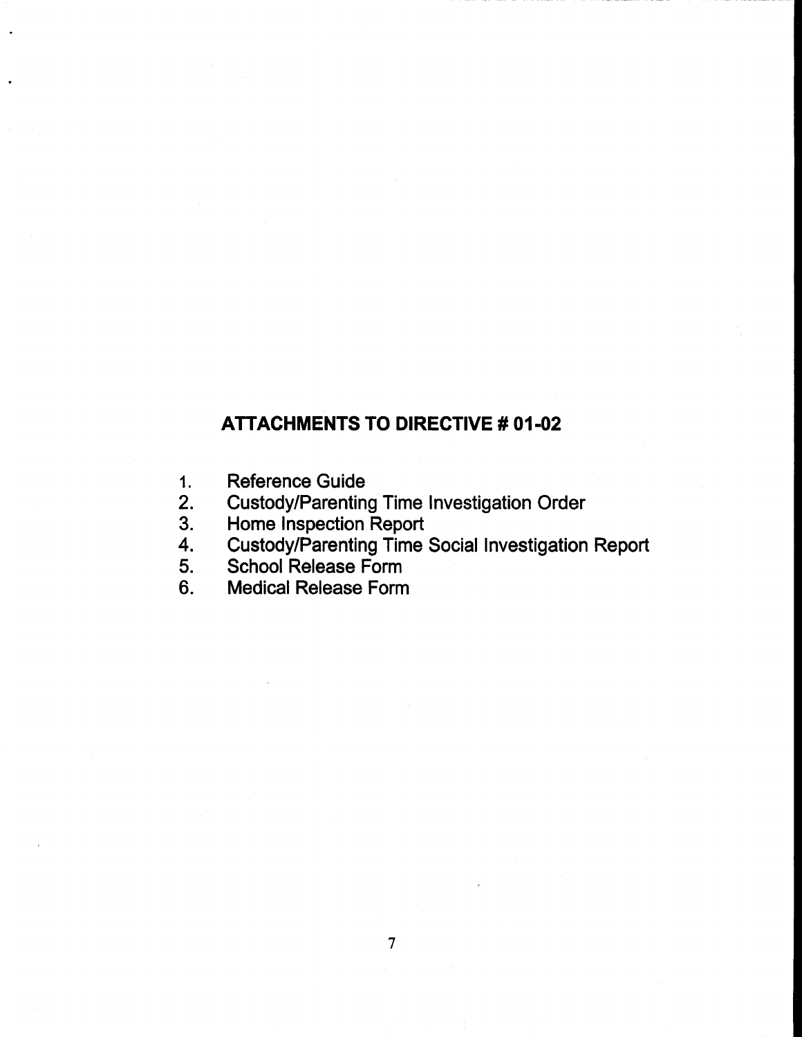## ATTACHMENTS TO DIRECTIVE # 01-02

1. Reference Guide
2. Custody/Parenting Time Investigation Order
3. Home Inspection Report
4. Custody/Parenting Time Social Investigation Report
5. School Release Form
6. Medical Release Form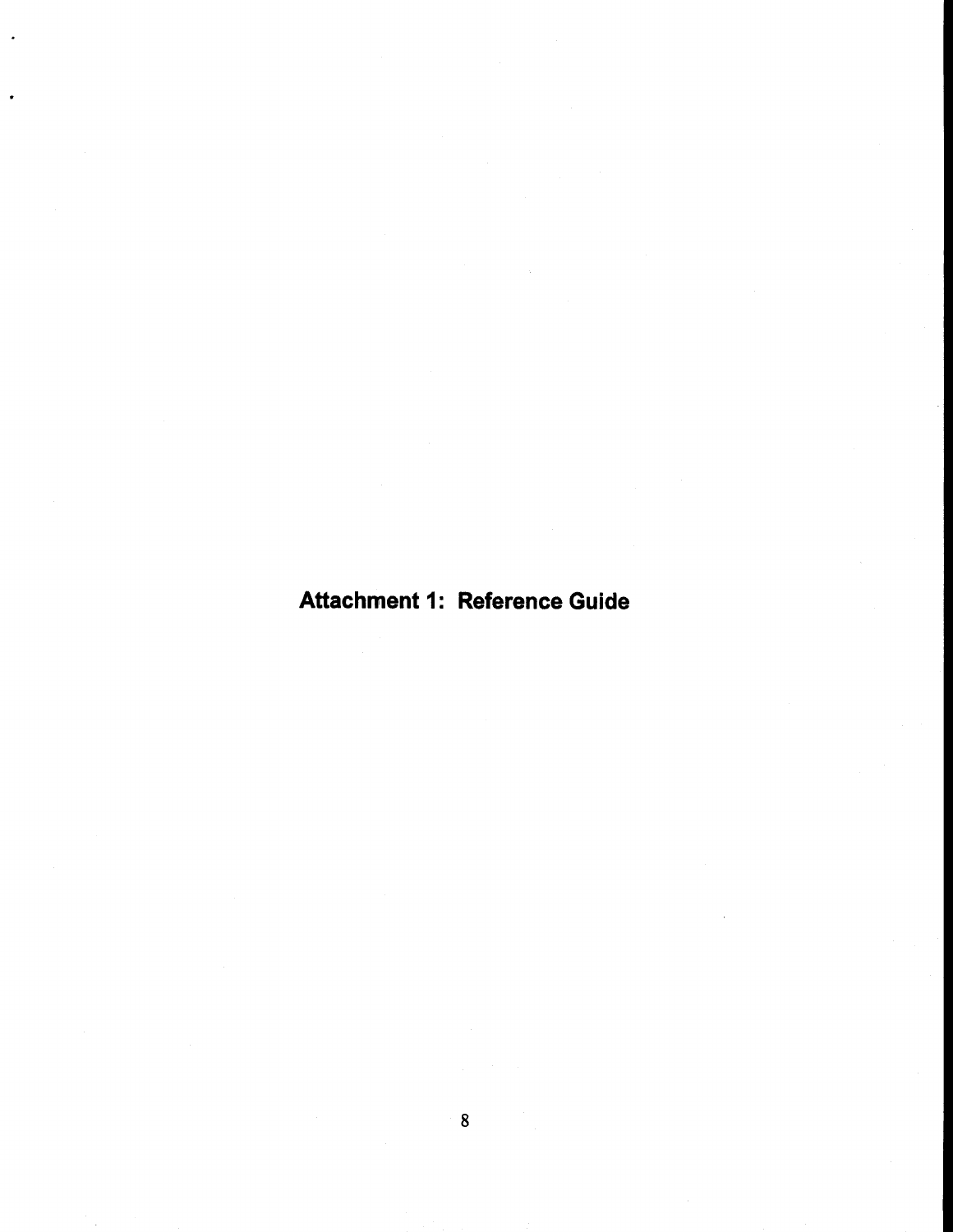# Attachment 1: Reference Guide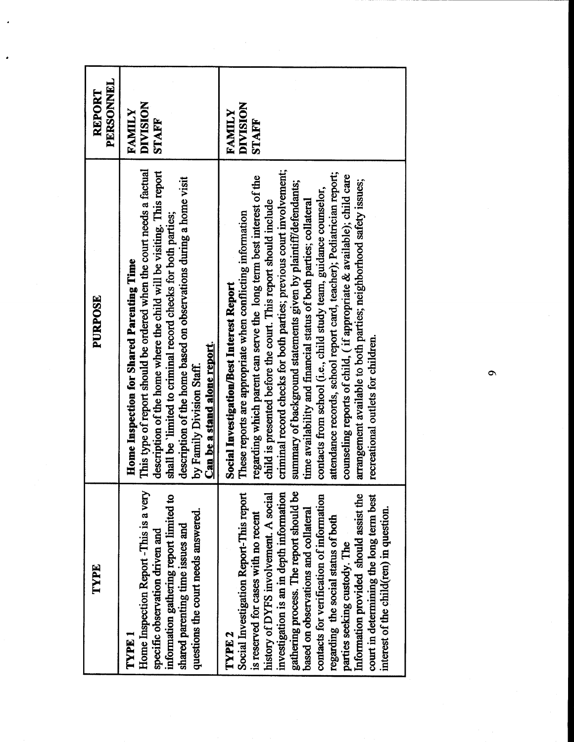| TYPE | PURPOSE | REPORT PERSONNEL |
|---|---|---|
| **TYPE 1**<br>Home Inspection Report - This is a very specific observation driven and information gathering report limited to shared parenting time issues and questions the court needs answered. | **Home Inspection for Shared Parenting Time**<br>This type of report should be ordered when the court needs a factual description of the home where the child will be visiting. This report shall be 'limited to criminal record checks for both parties; description of the home based on observations during a home visit by Family Division Staff.<br>**Can be a stand alone report.** | **FAMILY DIVISION STAFF** |
| **TYPE 2**<br>Social Investigation Report-This report is reserved for cases with no recent history of DYFS involvement. A social investigation is an in depth information gathering process. The report should be based on observations and collateral contacts for verification of information regarding the social status of both parties seeking custody. The Information provided should assist the court in determining the long term best interest of the child(ren) in question. | **Social Investigation/Best Interest Report**<br>These reports are appropriate when conflicting information regarding which parent can serve the long term best interest of the child is presented before the court. This report should include criminal record checks for both parties; previous court involvement; summary of background statements given by plaintiff/defendants; time availability and financial status of both parties; collateral contacts from school (i.e., child study team, guidance counselor, attendance records, school report card, teacher); Pediatrician report; counseling reports of child, ( if appropriate & available); child care arrangement available to both parties; neighborhood safety issues; recreational outlets for children. | **FAMILY DIVISION STAFF** |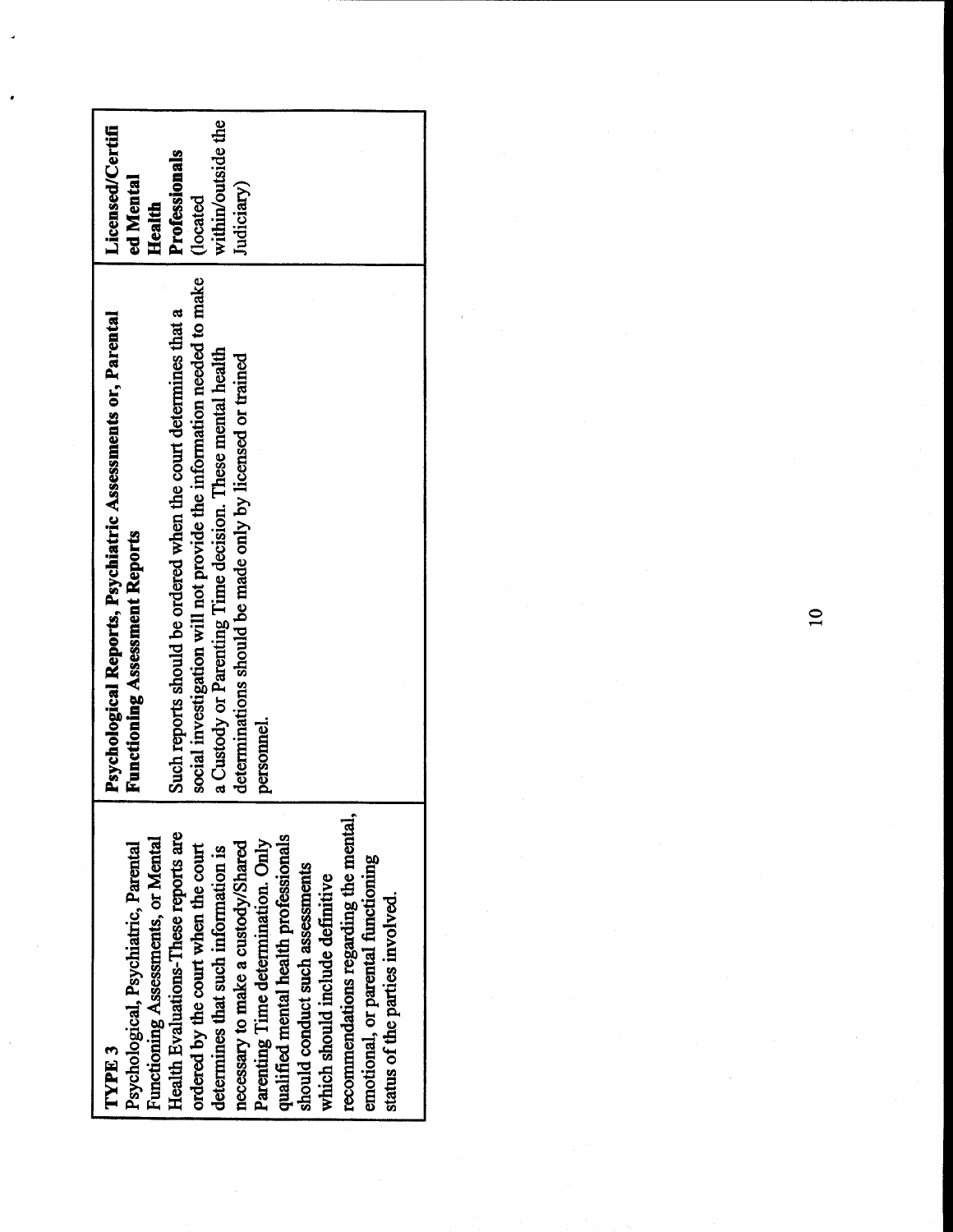| **TYPE 3** Psychological, Psychiatric, Parental Functioning Assessments, or Mental Health Evaluations-These reports are ordered by the court when the court determines that such information is necessary to make a custody/Shared Parenting Time determination. Only qualified mental health professionals should conduct such assessments which should include definitive recommendations regarding the mental, emotional, or parental functioning status of the parties involved. | **Psychological Reports, Psychiatric Assessments or, Parental Functioning Assessment Reports**<br><br>Such reports should be ordered when the court determines that a social investigation will not provide the information needed to make a Custody or Parenting Time decision. These mental health determinations should be made only by licensed or trained personnel. | **Licensed/Certified Mental Health Professionals** (located within/outside the Judiciary) |
|---|---|---|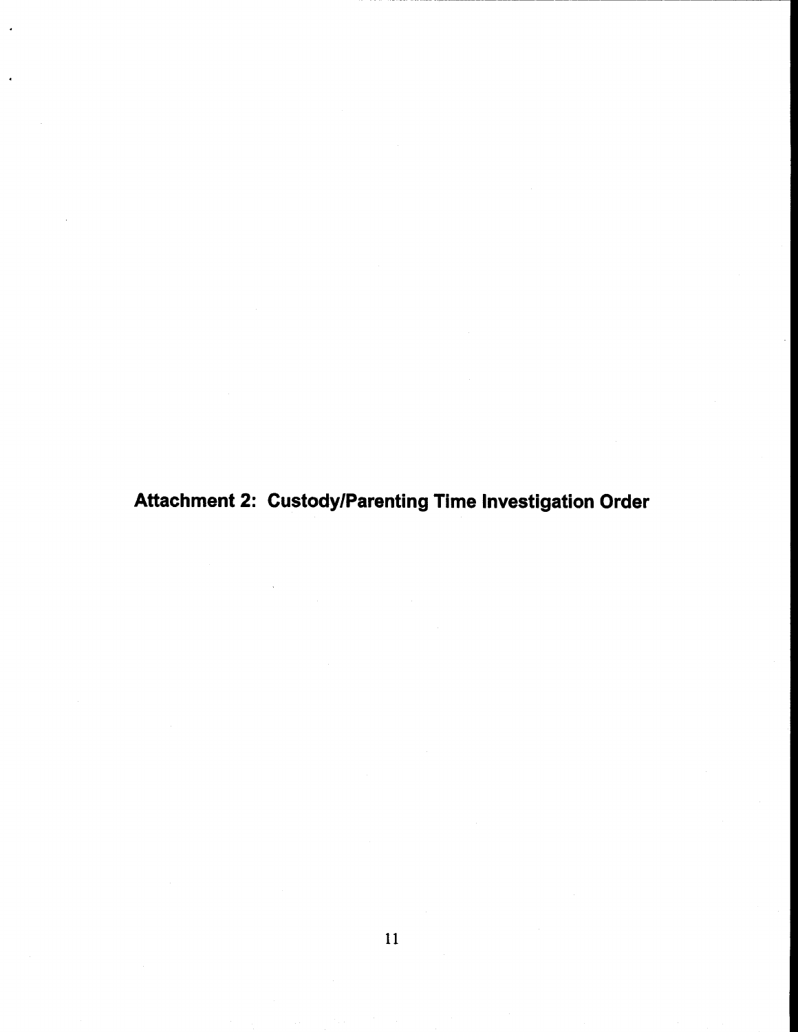# Attachment 2: Custody/Parenting Time Investigation Order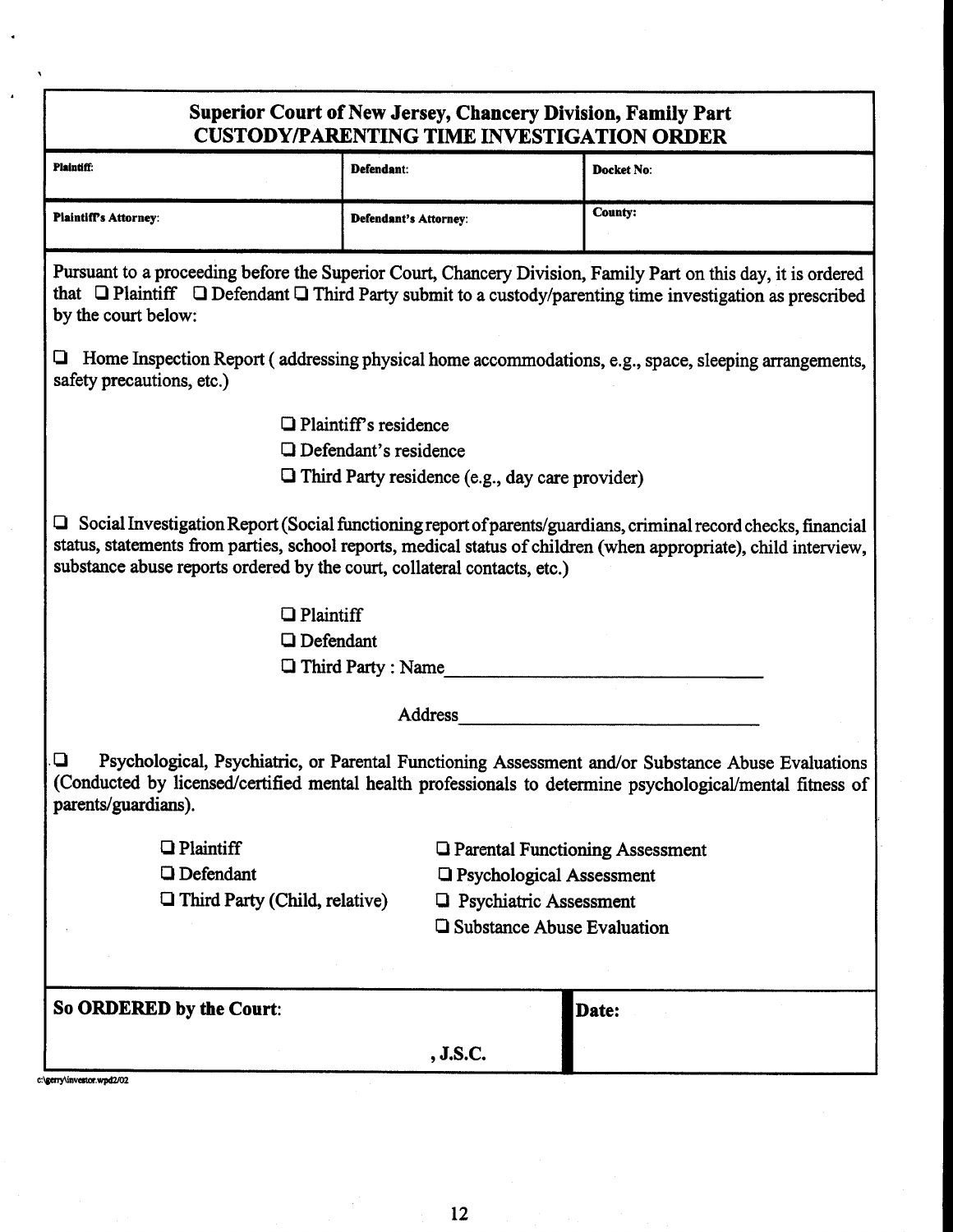## Superior Court of New Jersey, Chancery Division, Family Part
## CUSTODY/PARENTING TIME INVESTIGATION ORDER

| **Plaintiff:** | **Defendant:** | **Docket No:** |
|---|---|---|
| **Plaintiff's Attorney:** | **Defendant's Attorney:** | **County:** |

Pursuant to a proceeding before the Superior Court, Chancery Division, Family Part on this day, it is ordered that ☐ Plaintiff ☐ Defendant ☐ Third Party submit to a custody/parenting time investigation as prescribed by the court below:

☐ Home Inspection Report ( addressing physical home accommodations, e.g., space, sleeping arrangements, safety precautions, etc.)

- ☐ Plaintiff's residence
- ☐ Defendant's residence
- ☐ Third Party residence (e.g., day care provider)

☐ Social Investigation Report (Social functioning report of parents/guardians, criminal record checks, financial status, statements from parties, school reports, medical status of children (when appropriate), child interview, substance abuse reports ordered by the court, collateral contacts, etc.)

- ☐ Plaintiff
- ☐ Defendant
- ☐ Third Party : Name\_\_\_\_\_\_\_\_\_\_\_\_\_\_\_\_\_\_\_\_\_\_\_\_\_\_\_\_

  Address\_\_\_\_\_\_\_\_\_\_\_\_\_\_\_\_\_\_\_\_\_\_\_\_\_\_\_\_

☐ Psychological, Psychiatric, or Parental Functioning Assessment and/or Substance Abuse Evaluations (Conducted by licensed/certified mental health professionals to determine psychological/mental fitness of parents/guardians).

| | |
|---|---|
| ☐ Plaintiff | ☐ Parental Functioning Assessment |
| ☐ Defendant | ☐ Psychological Assessment |
| ☐ Third Party (Child, relative) | ☐ Psychiatric Assessment |
| | ☐ Substance Abuse Evaluation |

| **So ORDERED by the Court:** | **Date:** |
|---|---|
| , **J.S.C.** | |

c:\gerry\investor.wpd2/02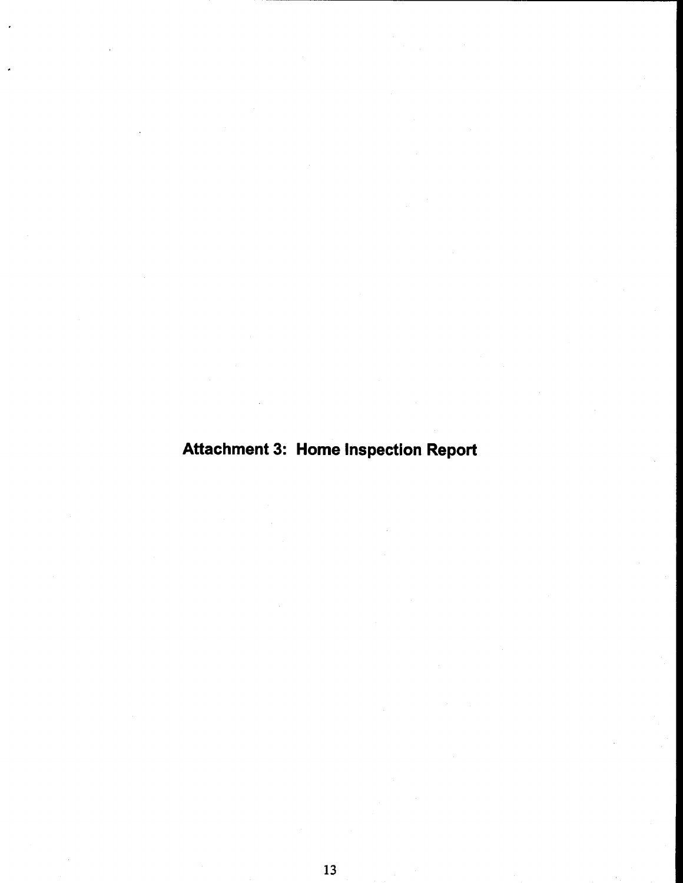# Attachment 3: Home Inspection Report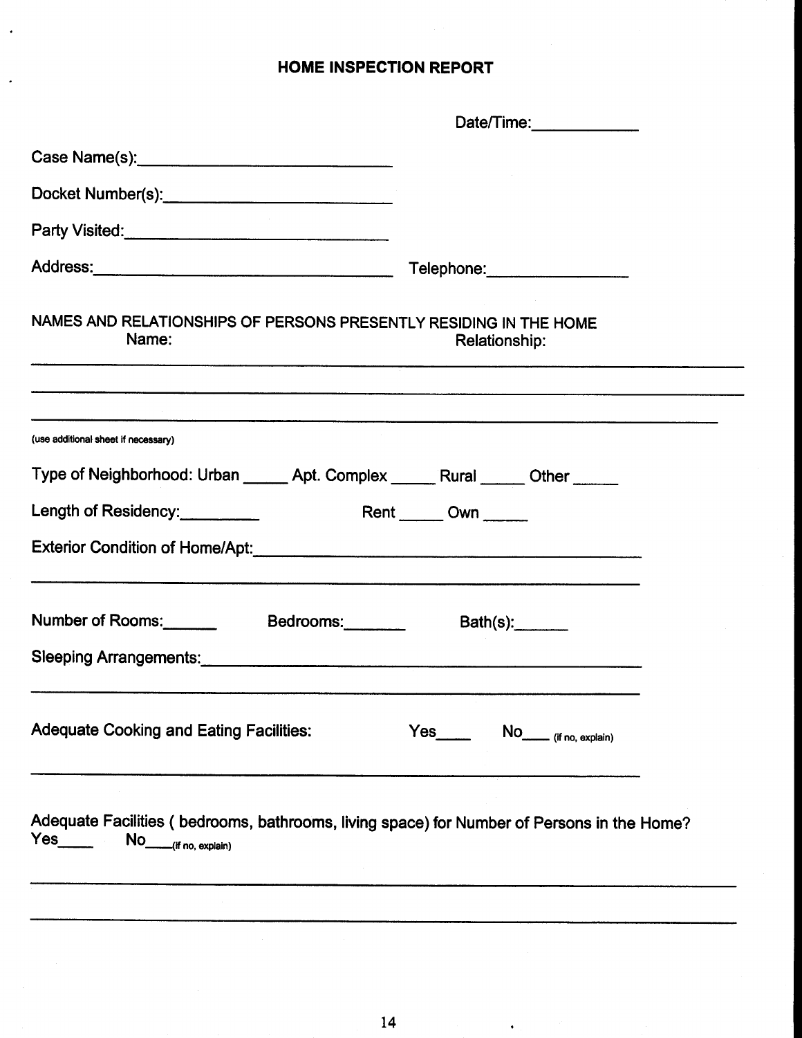# HOME INSPECTION REPORT

Date/Time:____________

Case Name(s):______________________________

Docket Number(s):______________________________

Party Visited:______________________________

Address:______________________________ Telephone:________________

NAMES AND RELATIONSHIPS OF PERSONS PRESENTLY RESIDING IN THE HOME

Name: Relationship:

______________________________________________________________________________

______________________________________________________________________________

______________________________________________________________________________

(use additional sheet if necessary)

Type of Neighborhood: Urban _____ Apt. Complex _____ Rural _____ Other _____

Length of Residency:_________ Rent _____ Own _____

Exterior Condition of Home/Apt:______________________________________________

______________________________________________________________________________

Number of Rooms:______ Bedrooms:_______ Bath(s):______

Sleeping Arrangements:______________________________________________

______________________________________________________________________________

Adequate Cooking and Eating Facilities: Yes____ No____ (if no, explain)

______________________________________________________________________________

Adequate Facilities ( bedrooms, bathrooms, living space) for Number of Persons in the Home?
Yes____ No____(if no, explain)

______________________________________________________________________________

______________________________________________________________________________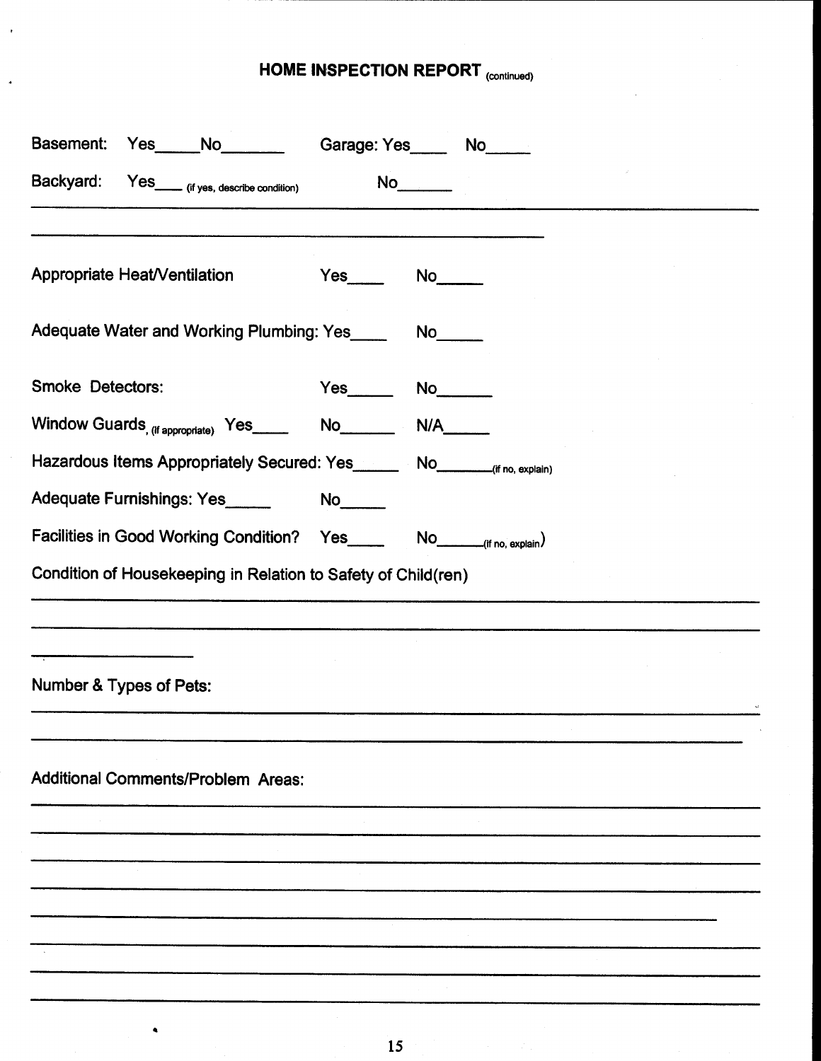# HOME INSPECTION REPORT (continued)

Basement: Yes_____ No_______ Garage: Yes____ No_____

Backyard: Yes____ (if yes, describe condition) No______

________________________________________________________________________________

____________________________________________________________

Appropriate Heat/Ventilation Yes____ No_____

Adequate Water and Working Plumbing: Yes____ No_____

Smoke Detectors: Yes_____ No______

Window Guards, (if appropriate) Yes____ No______ N/A_____

Hazardous Items Appropriately Secured: Yes_____ No_______ (if no, explain)

Adequate Furnishings: Yes_____ No_____

Facilities in Good Working Condition? Yes____ No______ (if no, explain)

Condition of Housekeeping in Relation to Safety of Child(ren)

________________________________________________________________________________

________________________________________________________________________________

________________

Number & Types of Pets:

________________________________________________________________________________

________________________________________________________________________________

Additional Comments/Problem Areas:

________________________________________________________________________________

________________________________________________________________________________

________________________________________________________________________________

________________________________________________________________________________

________________________________________________________________________________

________________________________________________________________________________

________________________________________________________________________________

________________________________________________________________________________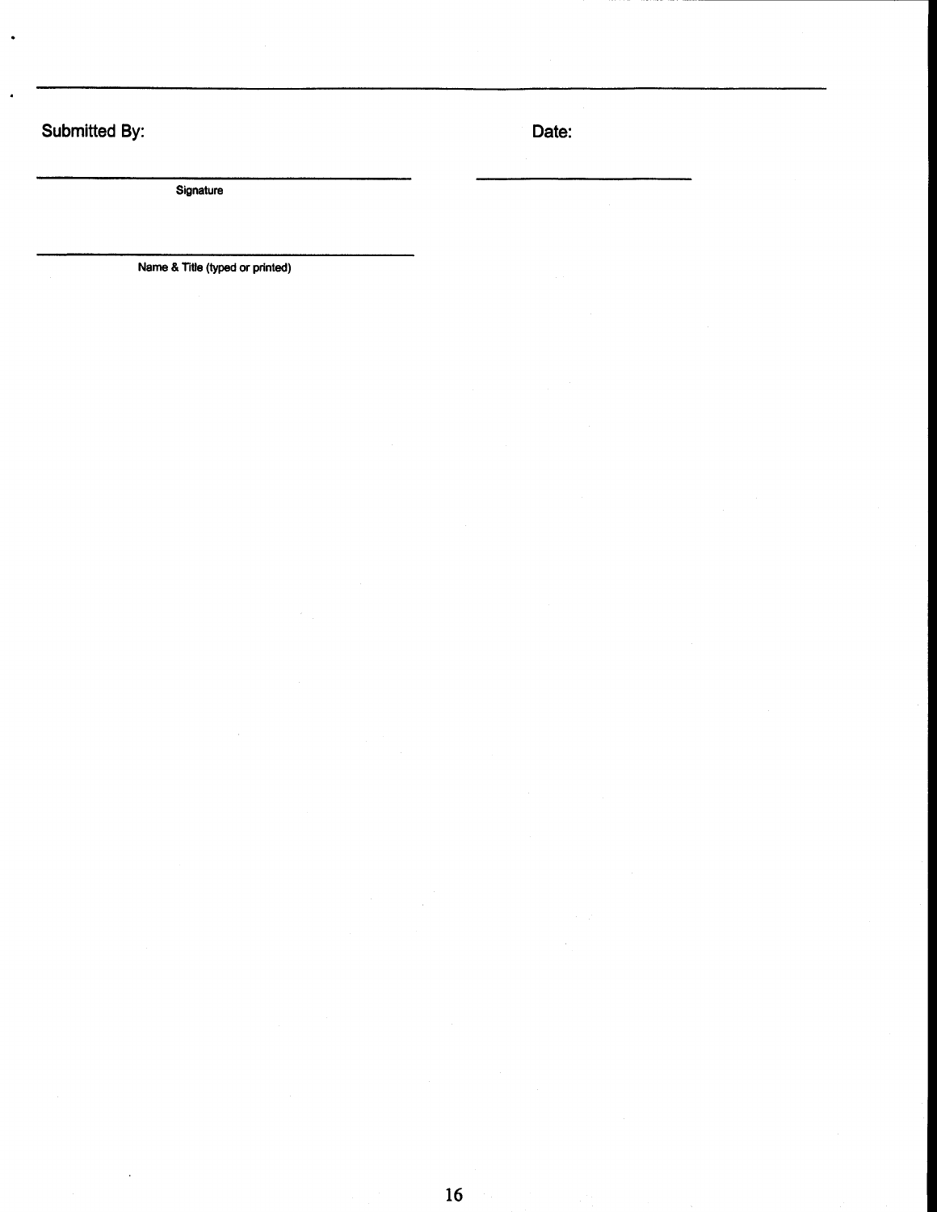---

**Submitted By:**

______________________________
Signature

______________________________
Name & Title (typed or printed)

**Date:**

______________________________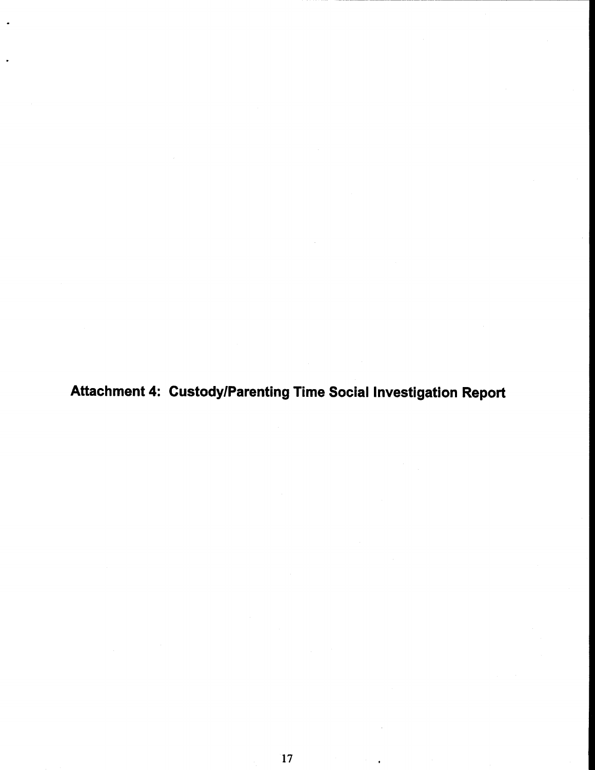# Attachment 4: Custody/Parenting Time Social Investigation Report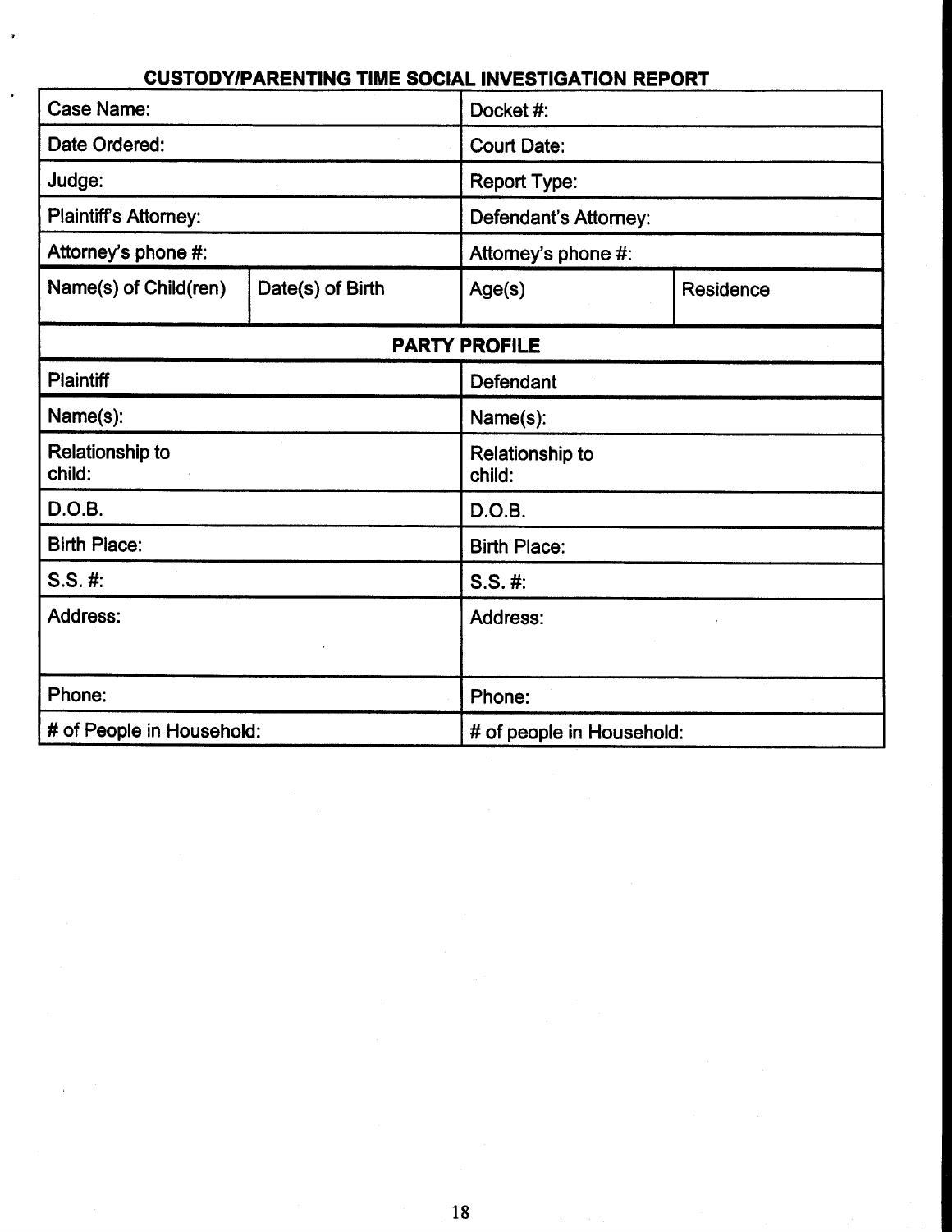## CUSTODY/PARENTING TIME SOCIAL INVESTIGATION REPORT

| Case Name: | | Docket #: | |
|---|---|---|---|
| Date Ordered: | | Court Date: | |
| Judge: | | Report Type: | |
| Plaintiff's Attorney: | | Defendant's Attorney: | |
| Attorney's phone #: | | Attorney's phone #: | |
| Name(s) of Child(ren) | Date(s) of Birth | Age(s) | Residence |

| **PARTY PROFILE** | |
|---|---|
| Plaintiff | Defendant |
| Name(s): | Name(s): |
| Relationship to child: | Relationship to child: |
| D.O.B. | D.O.B. |
| Birth Place: | Birth Place: |
| S.S. #: | S.S. #: |
| Address: | Address: |
| Phone: | Phone: |
| # of People in Household: | # of people in Household: |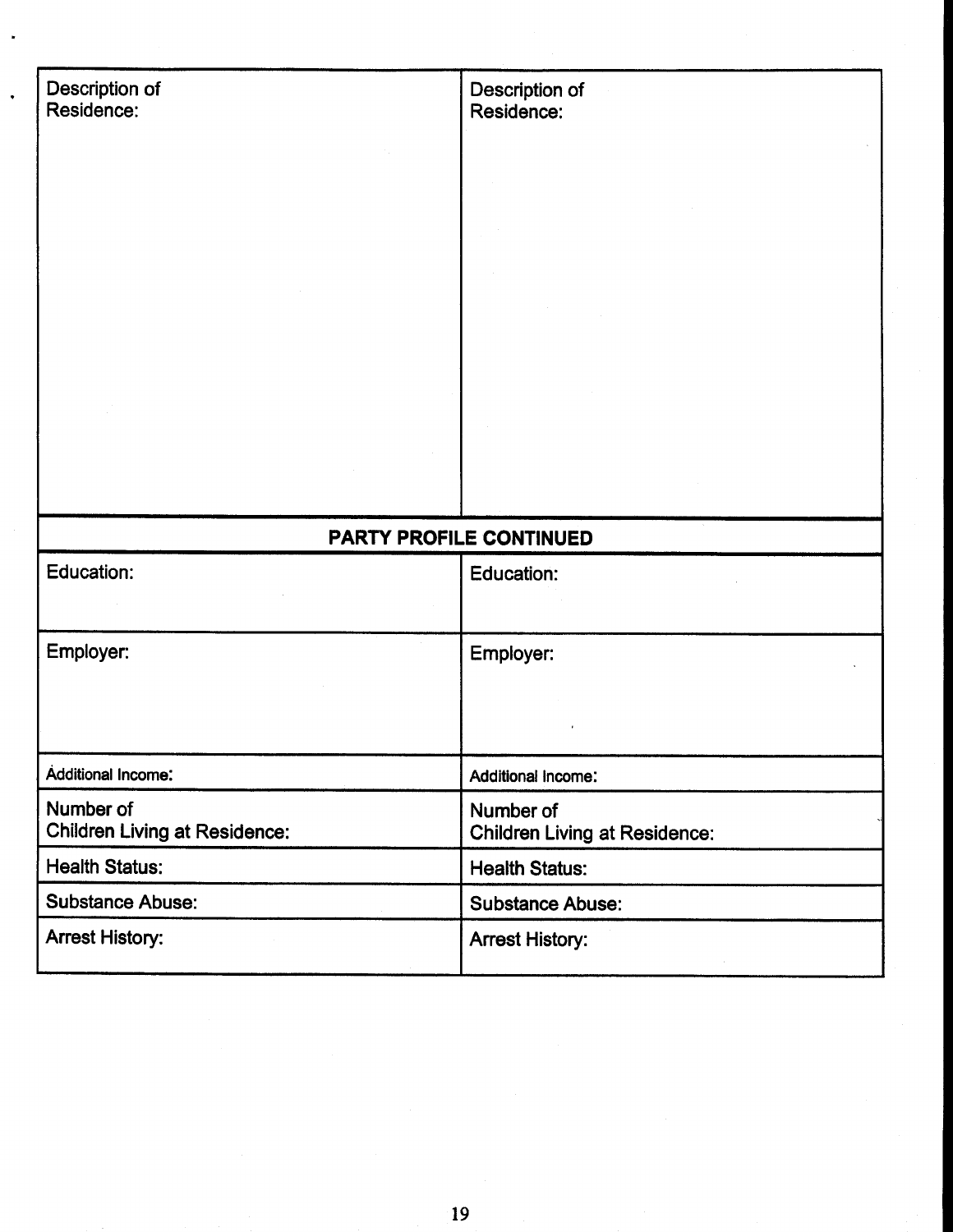| Description of Residence: | Description of Residence: |
|---|---|
| | |

| PARTY PROFILE CONTINUED | |
|---|---|
| Education: | Education: |
| Employer: | Employer: |
| Additional Income: | Additional Income: |
| Number of Children Living at Residence: | Number of Children Living at Residence: |
| Health Status: | Health Status: |
| Substance Abuse: | Substance Abuse: |
| Arrest History: | Arrest History: |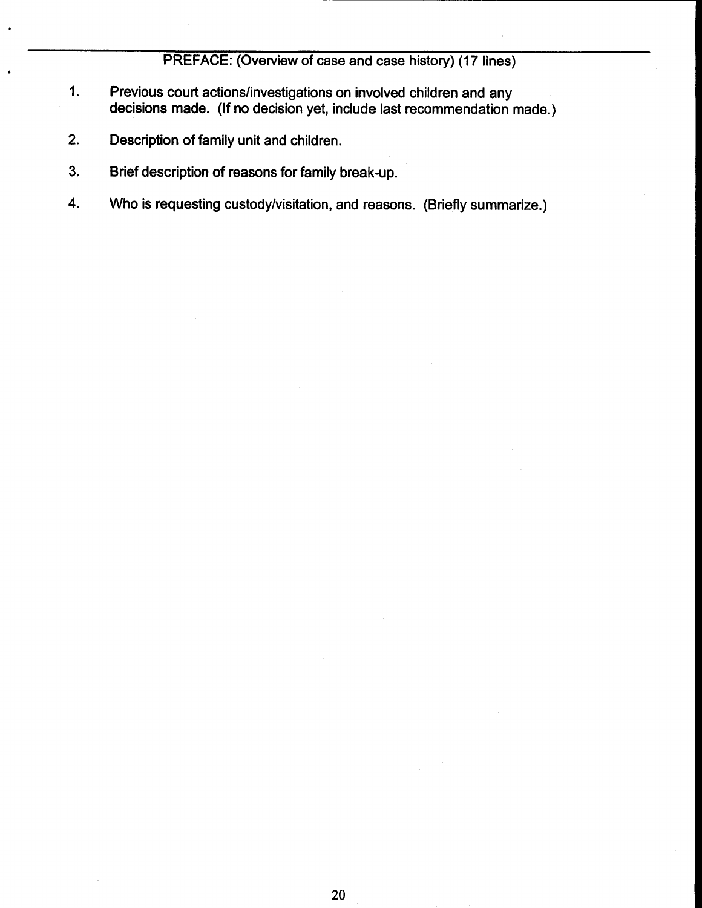## PREFACE: (Overview of case and case history) (17 lines)

1. Previous court actions/investigations on involved children and any decisions made. (If no decision yet, include last recommendation made.)

2. Description of family unit and children.

3. Brief description of reasons for family break-up.

4. Who is requesting custody/visitation, and reasons. (Briefly summarize.)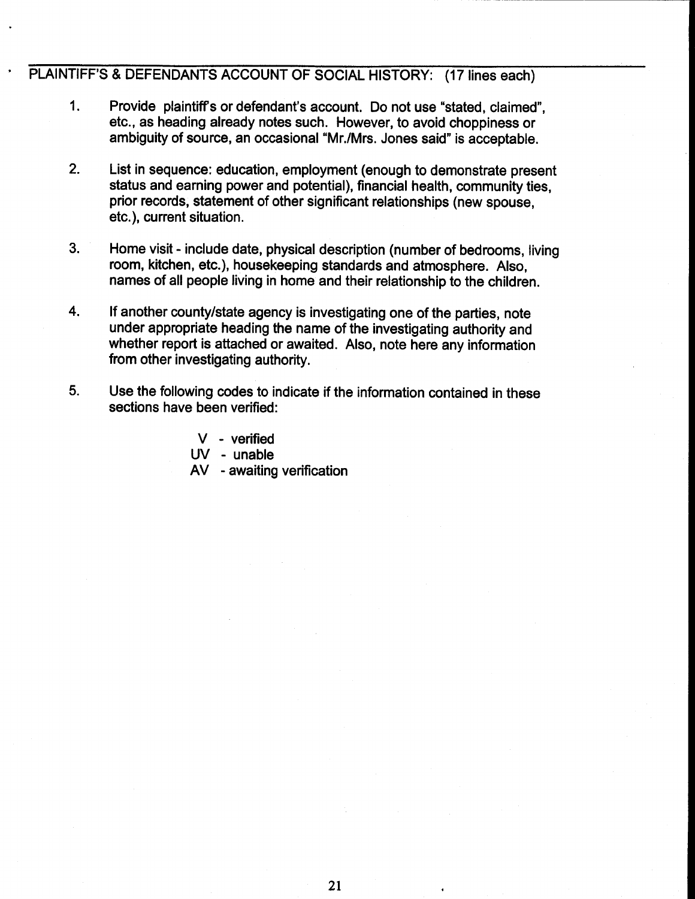## PLAINTIFF'S & DEFENDANTS ACCOUNT OF SOCIAL HISTORY: (17 lines each)

1. Provide plaintiff's or defendant's account. Do not use "stated, claimed", etc., as heading already notes such. However, to avoid choppiness or ambiguity of source, an occasional "Mr./Mrs. Jones said" is acceptable.

2. List in sequence: education, employment (enough to demonstrate present status and earning power and potential), financial health, community ties, prior records, statement of other significant relationships (new spouse, etc.), current situation.

3. Home visit - include date, physical description (number of bedrooms, living room, kitchen, etc.), housekeeping standards and atmosphere. Also, names of all people living in home and their relationship to the children.

4. If another county/state agency is investigating one of the parties, note under appropriate heading the name of the investigating authority and whether report is attached or awaited. Also, note here any information from other investigating authority.

5. Use the following codes to indicate if the information contained in these sections have been verified:

   V - verified
   UV - unable
   AV - awaiting verification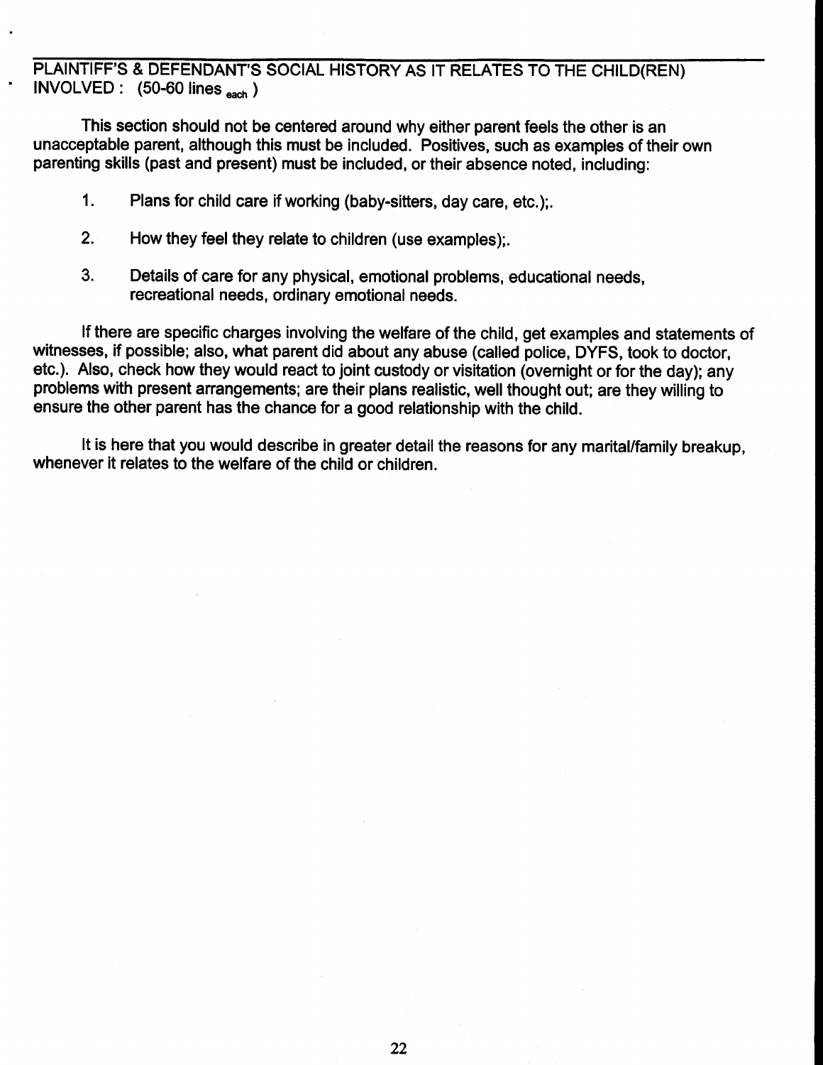PLAINTIFF'S & DEFENDANT'S SOCIAL HISTORY AS IT RELATES TO THE CHILD(REN) INVOLVED : (50-60 lines $_{each}$ )

This section should not be centered around why either parent feels the other is an unacceptable parent, although this must be included. Positives, such as examples of their own parenting skills (past and present) must be included, or their absence noted, including:

1. Plans for child care if working (baby-sitters, day care, etc.);.
2. How they feel they relate to children (use examples);.
3. Details of care for any physical, emotional problems, educational needs, recreational needs, ordinary emotional needs.

If there are specific charges involving the welfare of the child, get examples and statements of witnesses, if possible; also, what parent did about any abuse (called police, DYFS, took to doctor, etc.). Also, check how they would react to joint custody or visitation (overnight or for the day); any problems with present arrangements; are their plans realistic, well thought out; are they willing to ensure the other parent has the chance for a good relationship with the child.

It is here that you would describe in greater detail the reasons for any marital/family breakup, whenever it relates to the welfare of the child or children.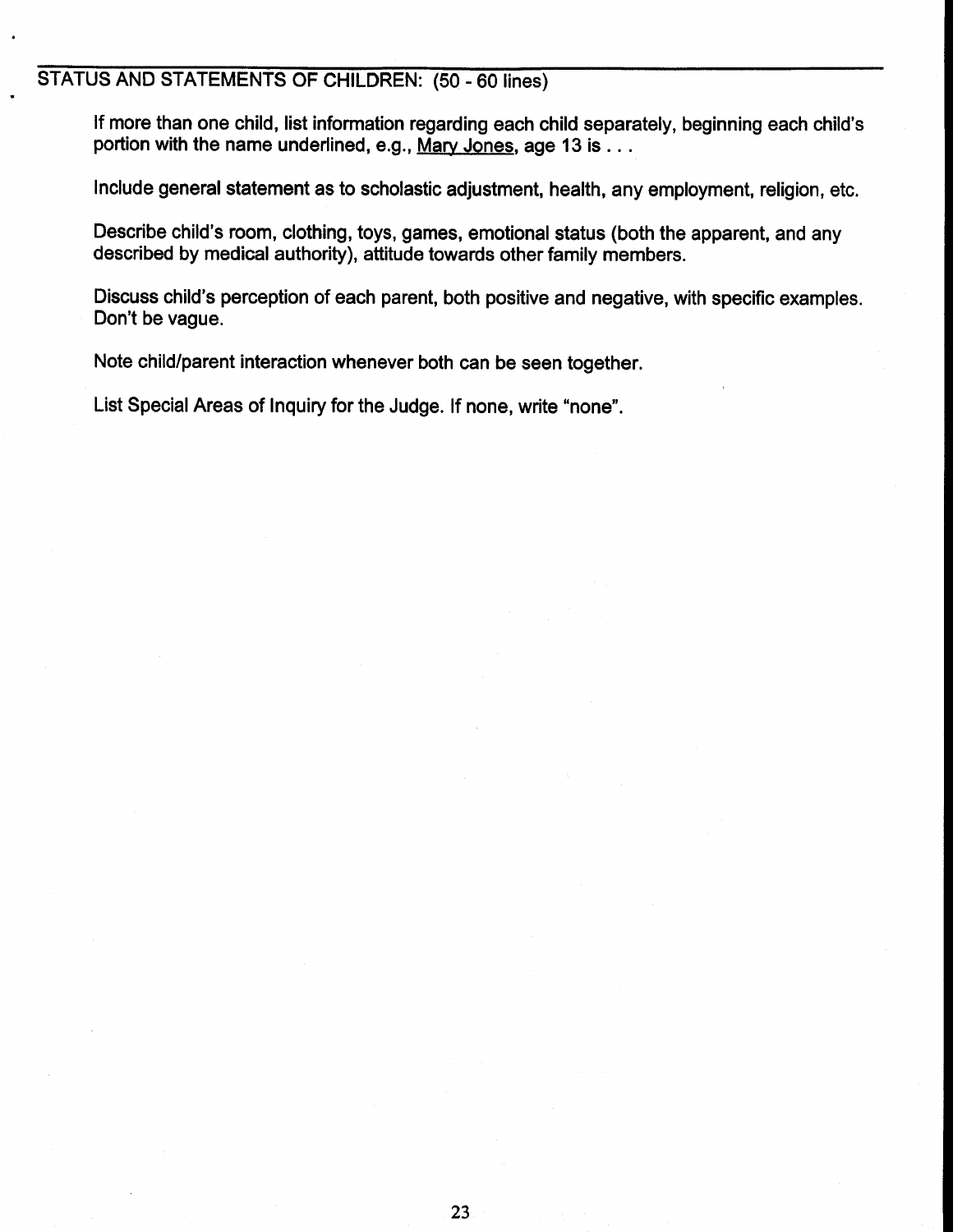## STATUS AND STATEMENTS OF CHILDREN: (50 - 60 lines)

If more than one child, list information regarding each child separately, beginning each child's portion with the name underlined, e.g., <u>Mary Jones</u>, age 13 is . . .

Include general statement as to scholastic adjustment, health, any employment, religion, etc.

Describe child's room, clothing, toys, games, emotional status (both the apparent, and any described by medical authority), attitude towards other family members.

Discuss child's perception of each parent, both positive and negative, with specific examples. Don't be vague.

Note child/parent interaction whenever both can be seen together.

List Special Areas of Inquiry for the Judge. If none, write "none".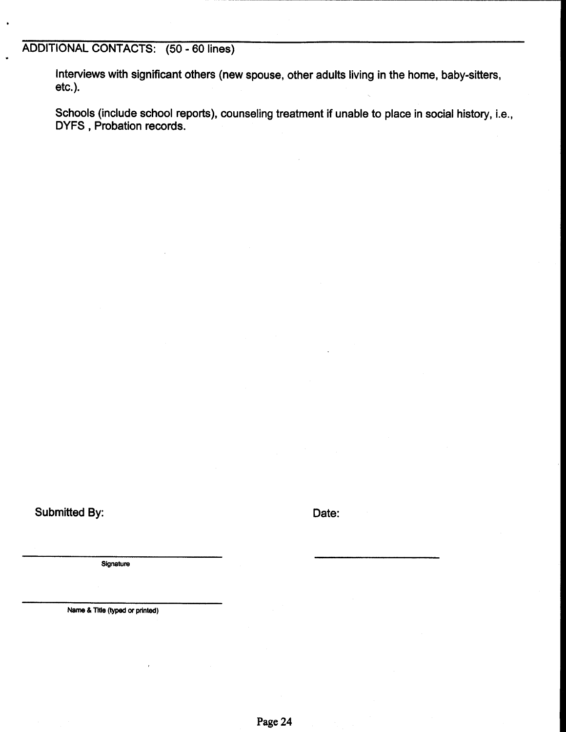## ADDITIONAL CONTACTS: (50 - 60 lines)

Interviews with significant others (new spouse, other adults living in the home, baby-sitters, etc.).

Schools (include school reports), counseling treatment if unable to place in social history, i.e., DYFS , Probation records.

Submitted By:

Date:

___________________________
Signature

___________________________

___________________________
Name & Title (typed or printed)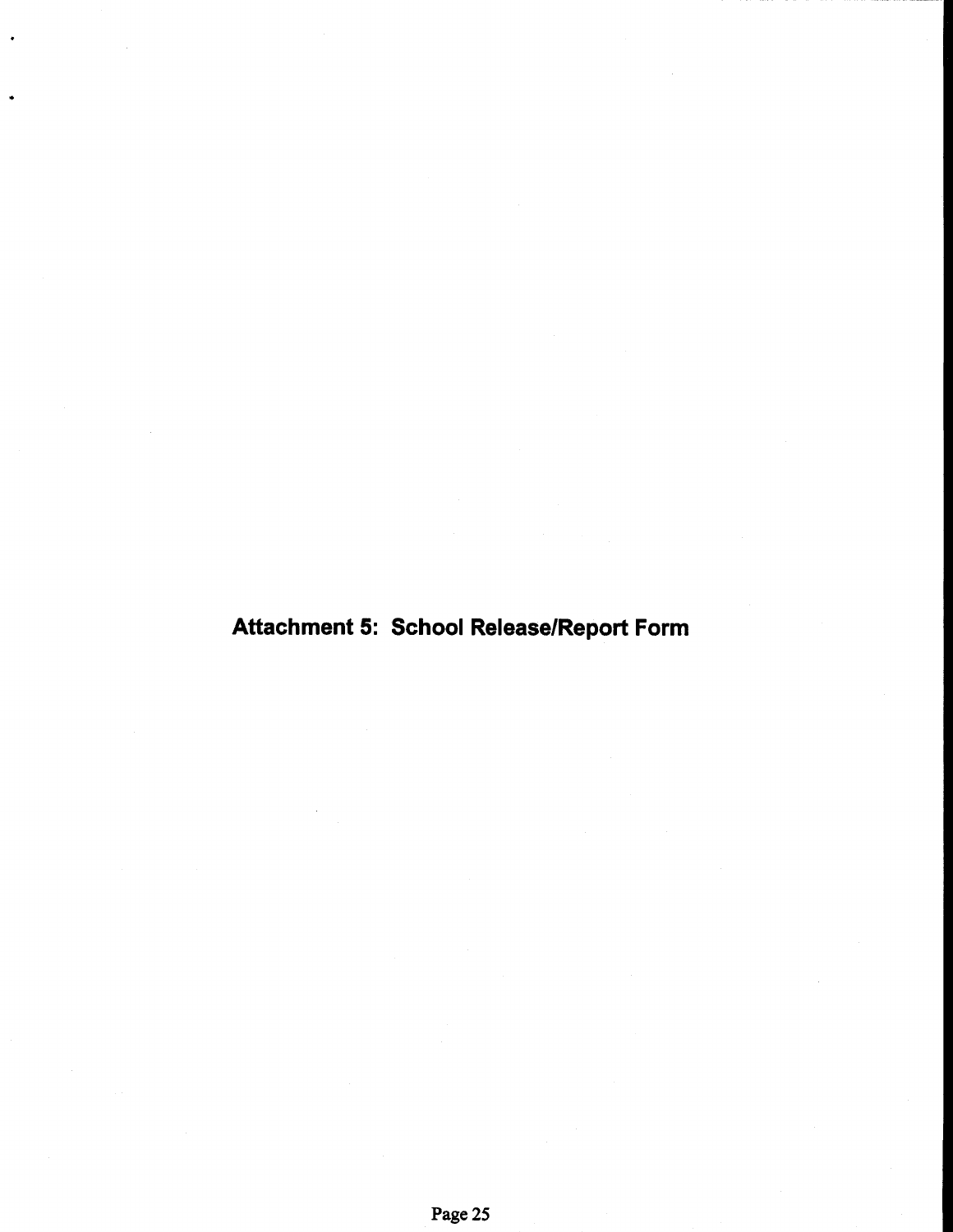# Attachment 5: School Release/Report Form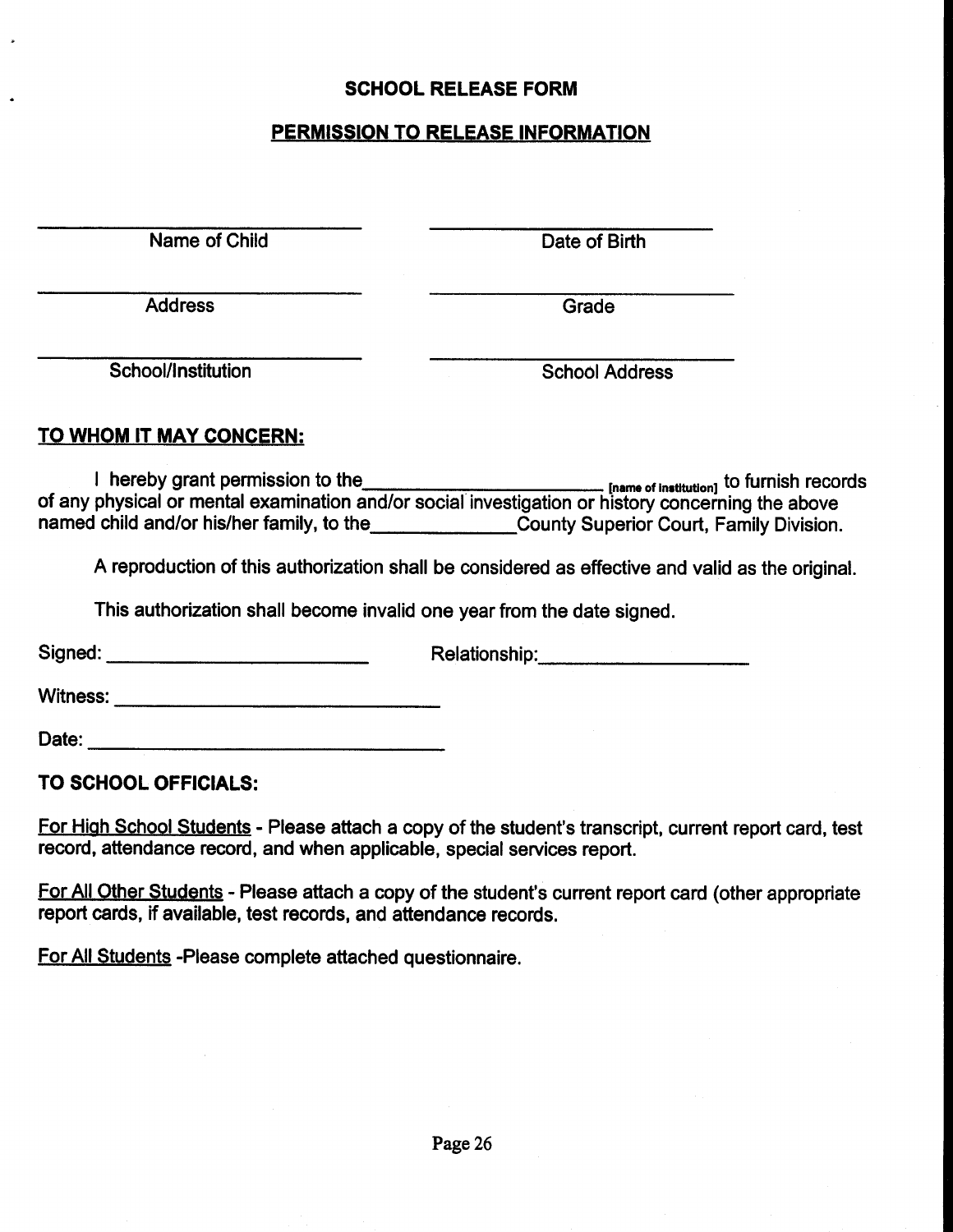# SCHOOL RELEASE FORM

## PERMISSION TO RELEASE INFORMATION

| \_\_\_\_\_\_\_\_\_\_\_\_\_\_\_\_\_\_\_\_\_\_\_\_\_\_\_\_ | \_\_\_\_\_\_\_\_\_\_\_\_\_\_\_\_\_\_\_\_\_\_\_\_\_\_\_\_ |
|---|---|
| Name of Child | Date of Birth |
| \_\_\_\_\_\_\_\_\_\_\_\_\_\_\_\_\_\_\_\_\_\_\_\_\_\_\_\_ | \_\_\_\_\_\_\_\_\_\_\_\_\_\_\_\_\_\_\_\_\_\_\_\_\_\_\_\_ |
| Address | Grade |
| \_\_\_\_\_\_\_\_\_\_\_\_\_\_\_\_\_\_\_\_\_\_\_\_\_\_\_\_ | \_\_\_\_\_\_\_\_\_\_\_\_\_\_\_\_\_\_\_\_\_\_\_\_\_\_\_\_ |
| School/Institution | School Address |

**TO WHOM IT MAY CONCERN:**

I hereby grant permission to the\_\_\_\_\_\_\_\_\_\_\_\_\_\_\_\_\_\_\_\_\_\_\_\_\_\_ [name of institution] to furnish records of any physical or mental examination and/or social investigation or history concerning the above named child and/or his/her family, to the\_\_\_\_\_\_\_\_\_\_\_\_\_\_County Superior Court, Family Division.

A reproduction of this authorization shall be considered as effective and valid as the original.

This authorization shall become invalid one year from the date signed.

Signed: \_\_\_\_\_\_\_\_\_\_\_\_\_\_\_\_\_\_\_\_\_\_\_\_\_\_ Relationship:\_\_\_\_\_\_\_\_\_\_\_\_\_\_\_\_\_\_\_\_\_\_

Witness: \_\_\_\_\_\_\_\_\_\_\_\_\_\_\_\_\_\_\_\_\_\_\_\_\_\_\_\_\_\_\_\_\_\_

Date: \_\_\_\_\_\_\_\_\_\_\_\_\_\_\_\_\_\_\_\_\_\_\_\_\_\_\_\_\_\_\_\_\_\_\_\_\_

**TO SCHOOL OFFICIALS:**

For High School Students - Please attach a copy of the student's transcript, current report card, test record, attendance record, and when applicable, special services report.

For All Other Students - Please attach a copy of the student's current report card (other appropriate report cards, if available, test records, and attendance records.

For All Students -Please complete attached questionnaire.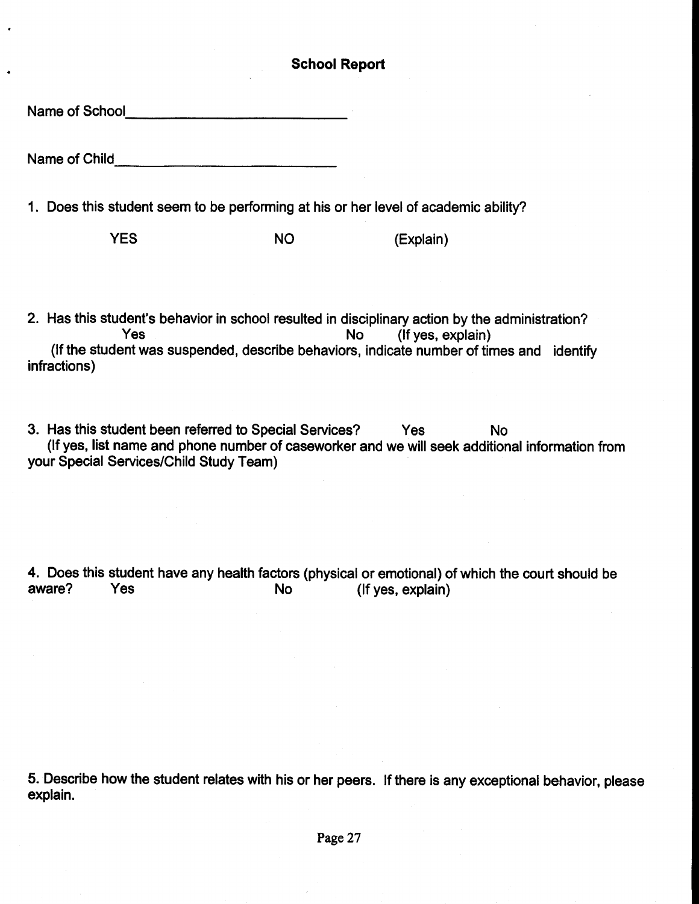## School Report

Name of School____________________________

Name of Child____________________________

1. Does this student seem to be performing at his or her level of academic ability?

   YES NO (Explain)

2. Has this student's behavior in school resulted in disciplinary action by the administration?
   Yes No (If yes, explain)
   (If the student was suspended, describe behaviors, indicate number of times and identify infractions)

3. Has this student been referred to Special Services? Yes No
   (If yes, list name and phone number of caseworker and we will seek additional information from your Special Services/Child Study Team)

4. Does this student have any health factors (physical or emotional) of which the court should be aware? Yes No (If yes, explain)

5. Describe how the student relates with his or her peers. If there is any exceptional behavior, please explain.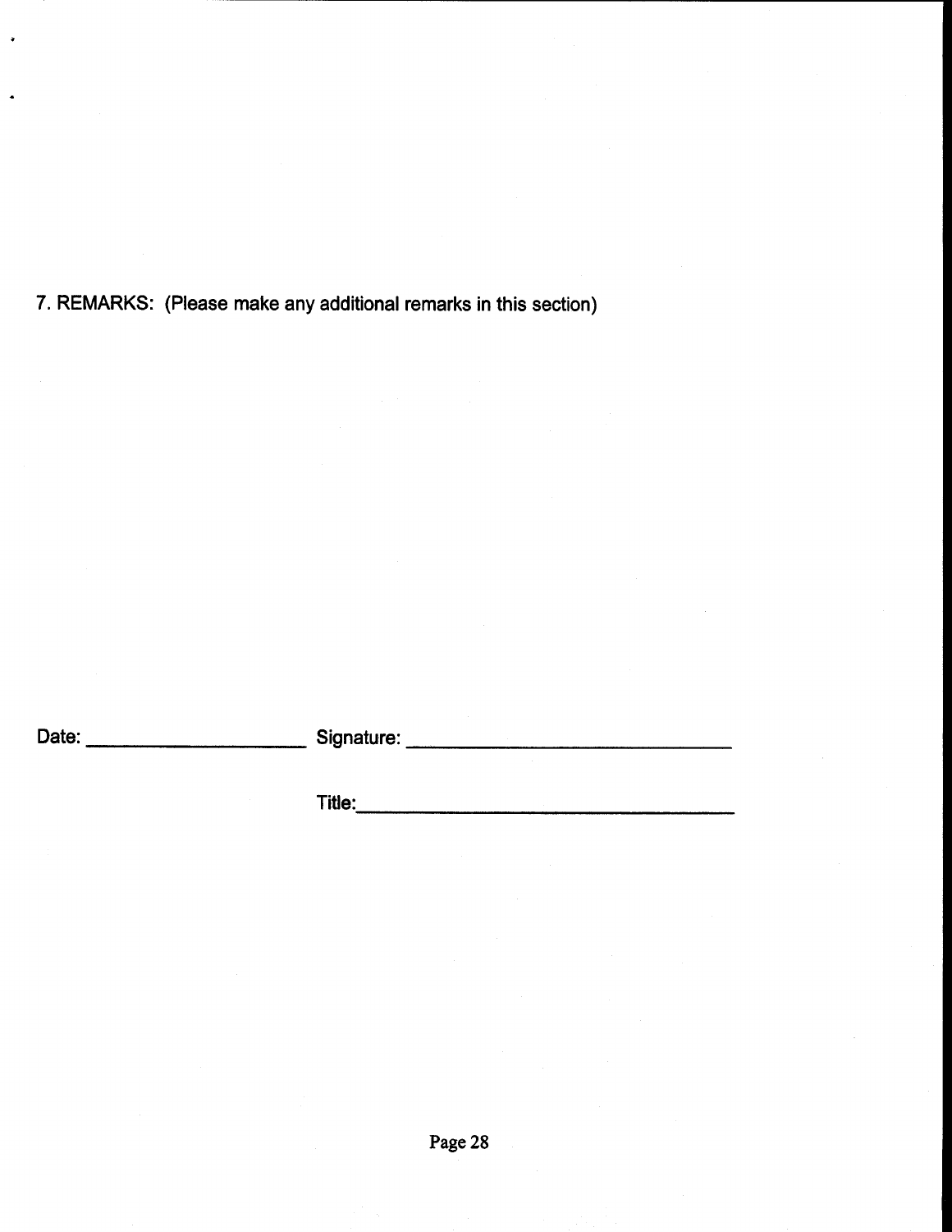7. REMARKS: (Please make any additional remarks in this section)

Date: ____________________ Signature: ______________________________

Title:______________________________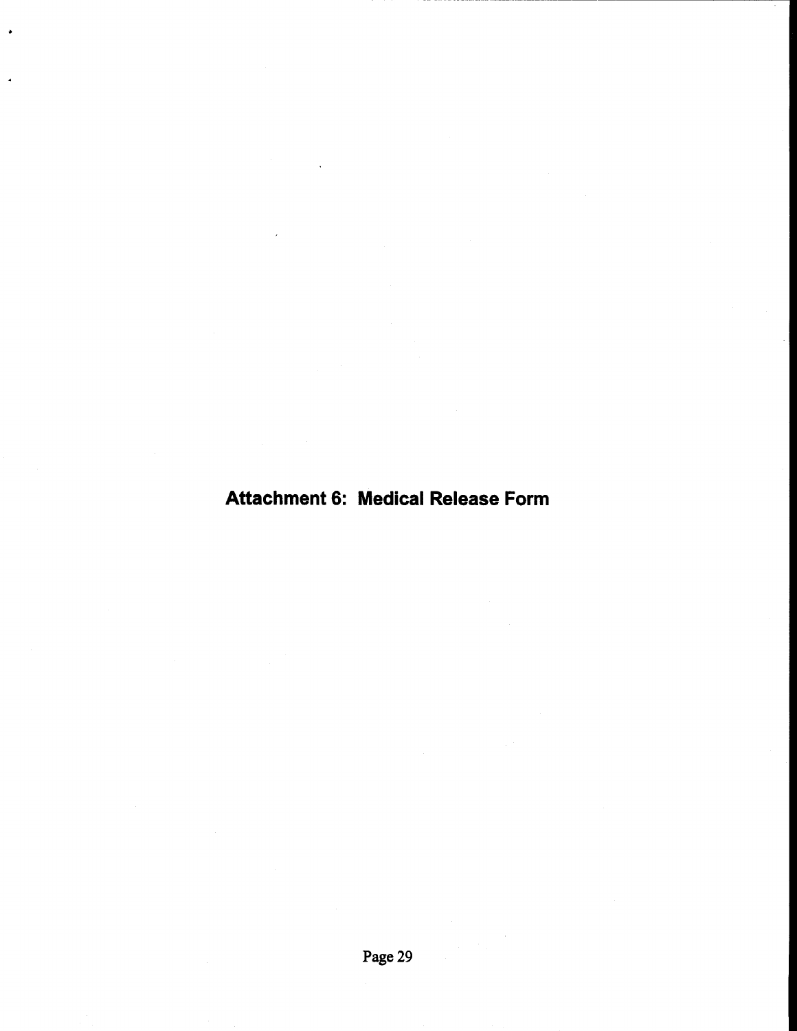# Attachment 6: Medical Release Form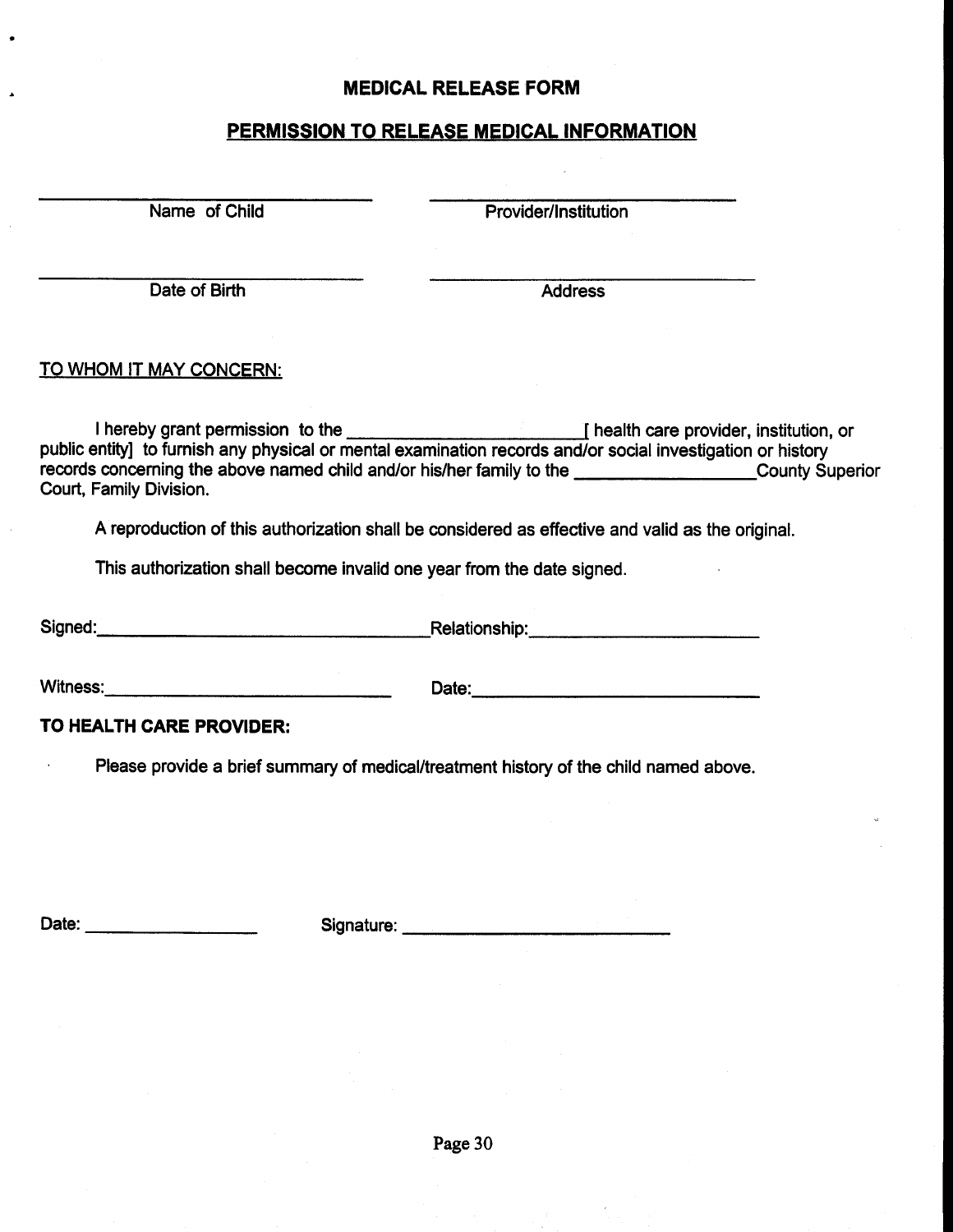# MEDICAL RELEASE FORM

## PERMISSION TO RELEASE MEDICAL INFORMATION

| | |
|---|---|
| ______________________________ | ______________________________ |
| Name of Child | Provider/Institution |
| ______________________________ | ______________________________ |
| Date of Birth | Address |

TO WHOM IT MAY CONCERN:

I hereby grant permission to the ________________________[ health care provider, institution, or public entity] to furnish any physical or mental examination records and/or social investigation or history records concerning the above named child and/or his/her family to the ___________________County Superior Court, Family Division.

A reproduction of this authorization shall be considered as effective and valid as the original.

This authorization shall become invalid one year from the date signed.

Signed:___________________________________ Relationship:________________________

Witness:_______________________________ Date:_______________________________

**TO HEALTH CARE PROVIDER:**

Please provide a brief summary of medical/treatment history of the child named above.

Date: __________________ Signature: ____________________________